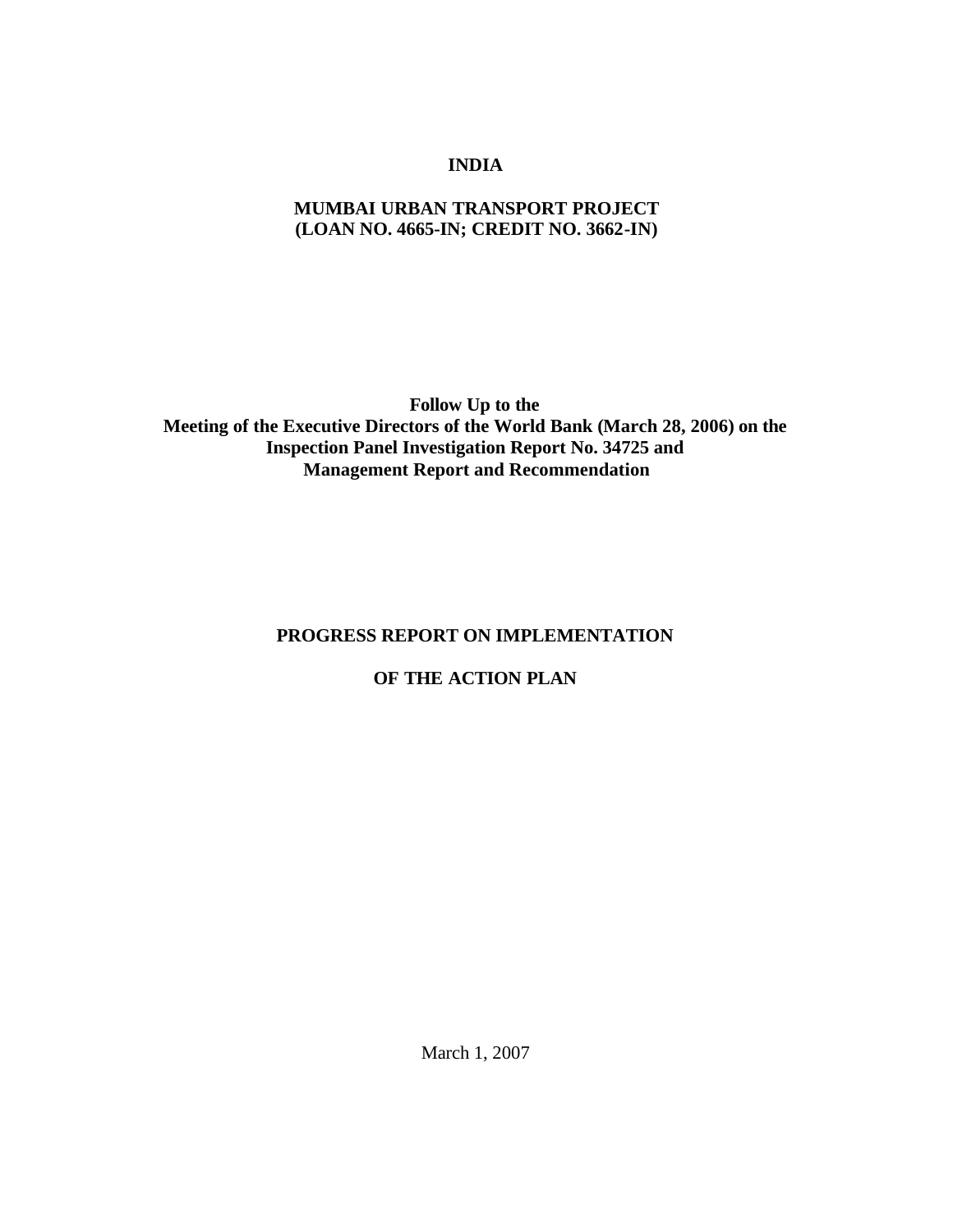# INDIA

## MUMBAI URBAN TRANSPORT PROJECT
## (LOAN NO. 4665-IN; CREDIT NO. 3662-IN)

**Follow Up to the**
**Meeting of the Executive Directors of the World Bank (March 28, 2006) on the**
**Inspection Panel Investigation Report No. 34725 and**
**Management Report and Recommendation**

## PROGRESS REPORT ON IMPLEMENTATION

## OF THE ACTION PLAN

March 1, 2007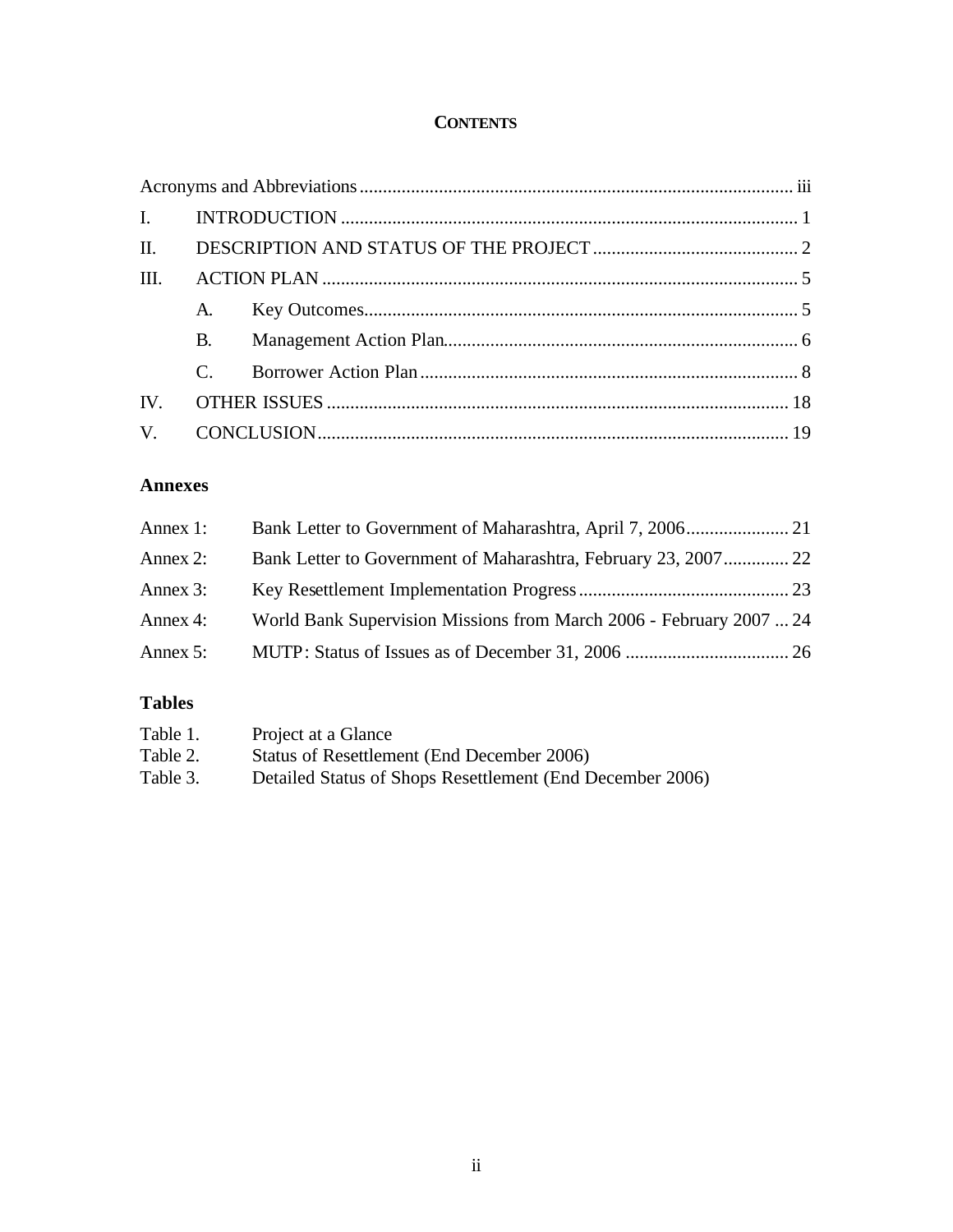# CONTENTS

| | | |
|---|---|---|
| Acronyms and Abbreviations | | iii |
| I. | INTRODUCTION | 1 |
| II. | DESCRIPTION AND STATUS OF THE PROJECT | 2 |
| III. | ACTION PLAN | 5 |
| | A. Key Outcomes | 5 |
| | B. Management Action Plan | 6 |
| | C. Borrower Action Plan | 8 |
| IV. | OTHER ISSUES | 18 |
| V. | CONCLUSION | 19 |

## Annexes

| | | |
|---|---|---|
| Annex 1: | Bank Letter to Government of Maharashtra, April 7, 2006 | 21 |
| Annex 2: | Bank Letter to Government of Maharashtra, February 23, 2007 | 22 |
| Annex 3: | Key Resettlement Implementation Progress | 23 |
| Annex 4: | World Bank Supervision Missions from March 2006 - February 2007 | 24 |
| Annex 5: | MUTP: Status of Issues as of December 31, 2006 | 26 |

## Tables

| | |
|---|---|
| Table 1. | Project at a Glance |
| Table 2. | Status of Resettlement (End December 2006) |
| Table 3. | Detailed Status of Shops Resettlement (End December 2006) |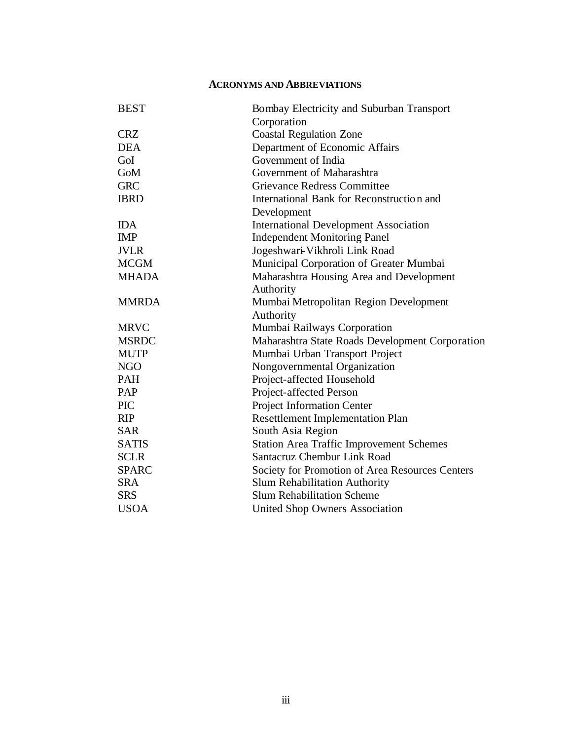## ACRONYMS AND ABBREVIATIONS

| | |
|---|---|
| BEST | Bombay Electricity and Suburban Transport Corporation |
| CRZ | Coastal Regulation Zone |
| DEA | Department of Economic Affairs |
| GoI | Government of India |
| GoM | Government of Maharashtra |
| GRC | Grievance Redress Committee |
| IBRD | International Bank for Reconstruction and Development |
| IDA | International Development Association |
| IMP | Independent Monitoring Panel |
| JVLR | Jogeshwari-Vikhroli Link Road |
| MCGM | Municipal Corporation of Greater Mumbai |
| MHADA | Maharashtra Housing Area and Development Authority |
| MMRDA | Mumbai Metropolitan Region Development Authority |
| MRVC | Mumbai Railways Corporation |
| MSRDC | Maharashtra State Roads Development Corporation |
| MUTP | Mumbai Urban Transport Project |
| NGO | Nongovernmental Organization |
| PAH | Project-affected Household |
| PAP | Project-affected Person |
| PIC | Project Information Center |
| RIP | Resettlement Implementation Plan |
| SAR | South Asia Region |
| SATIS | Station Area Traffic Improvement Schemes |
| SCLR | Santacruz Chembur Link Road |
| SPARC | Society for Promotion of Area Resources Centers |
| SRA | Slum Rehabilitation Authority |
| SRS | Slum Rehabilitation Scheme |
| USOA | United Shop Owners Association |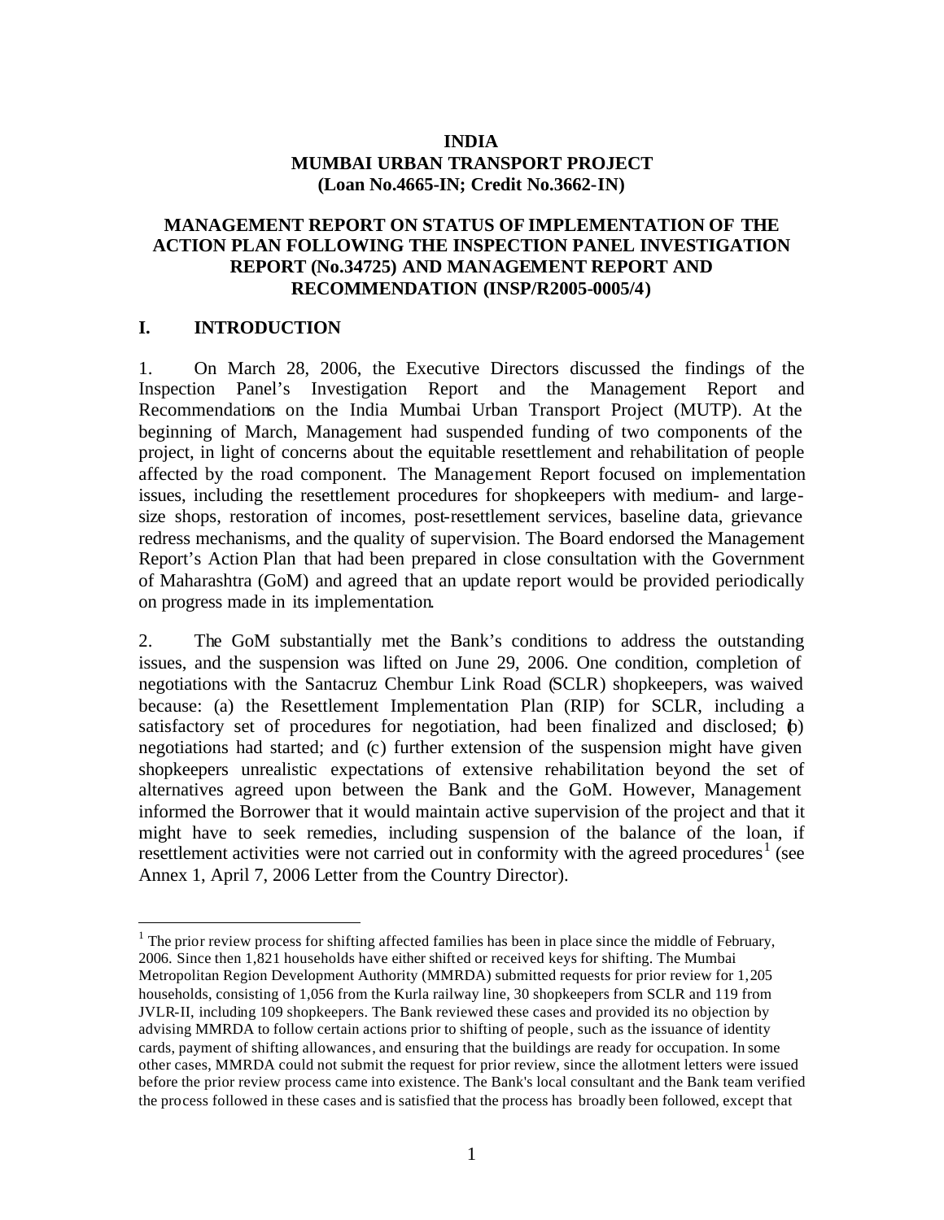**INDIA**
**MUMBAI URBAN TRANSPORT PROJECT**
**(Loan No.4665-IN; Credit No.3662-IN)**

**MANAGEMENT REPORT ON STATUS OF IMPLEMENTATION OF THE ACTION PLAN FOLLOWING THE INSPECTION PANEL INVESTIGATION REPORT (No.34725) AND MANAGEMENT REPORT AND RECOMMENDATION (INSP/R2005-0005/4)**

## I. INTRODUCTION

1. On March 28, 2006, the Executive Directors discussed the findings of the Inspection Panel's Investigation Report and the Management Report and Recommendations on the India Mumbai Urban Transport Project (MUTP). At the beginning of March, Management had suspended funding of two components of the project, in light of concerns about the equitable resettlement and rehabilitation of people affected by the road component. The Management Report focused on implementation issues, including the resettlement procedures for shopkeepers with medium- and large-size shops, restoration of incomes, post-resettlement services, baseline data, grievance redress mechanisms, and the quality of supervision. The Board endorsed the Management Report's Action Plan that had been prepared in close consultation with the Government of Maharashtra (GoM) and agreed that an update report would be provided periodically on progress made in its implementation.

2. The GoM substantially met the Bank's conditions to address the outstanding issues, and the suspension was lifted on June 29, 2006. One condition, completion of negotiations with the Santacruz Chembur Link Road (SCLR) shopkeepers, was waived because: (a) the Resettlement Implementation Plan (RIP) for SCLR, including a satisfactory set of procedures for negotiation, had been finalized and disclosed; (b) negotiations had started; and (c) further extension of the suspension might have given shopkeepers unrealistic expectations of extensive rehabilitation beyond the set of alternatives agreed upon between the Bank and the GoM. However, Management informed the Borrower that it would maintain active supervision of the project and that it might have to seek remedies, including suspension of the balance of the loan, if resettlement activities were not carried out in conformity with the agreed procedures[1] (see Annex 1, April 7, 2006 Letter from the Country Director).

---

[1] The prior review process for shifting affected families has been in place since the middle of February, 2006. Since then 1,821 households have either shifted or received keys for shifting. The Mumbai Metropolitan Region Development Authority (MMRDA) submitted requests for prior review for 1,205 households, consisting of 1,056 from the Kurla railway line, 30 shopkeepers from SCLR and 119 from JVLR-II, including 109 shopkeepers. The Bank reviewed these cases and provided its no objection by advising MMRDA to follow certain actions prior to shifting of people, such as the issuance of identity cards, payment of shifting allowances, and ensuring that the buildings are ready for occupation. In some other cases, MMRDA could not submit the request for prior review, since the allotment letters were issued before the prior review process came into existence. The Bank's local consultant and the Bank team verified the process followed in these cases and is satisfied that the process has broadly been followed, except that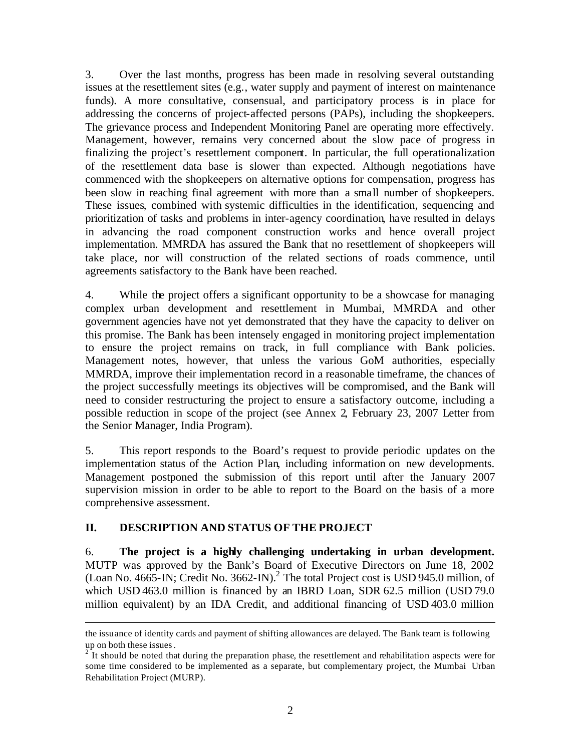3. Over the last months, progress has been made in resolving several outstanding issues at the resettlement sites (e.g., water supply and payment of interest on maintenance funds). A more consultative, consensual, and participatory process is in place for addressing the concerns of project-affected persons (PAPs), including the shopkeepers. The grievance process and Independent Monitoring Panel are operating more effectively. Management, however, remains very concerned about the slow pace of progress in finalizing the project's resettlement component. In particular, the full operationalization of the resettlement data base is slower than expected. Although negotiations have commenced with the shopkeepers on alternative options for compensation, progress has been slow in reaching final agreement with more than a small number of shopkeepers. These issues, combined with systemic difficulties in the identification, sequencing and prioritization of tasks and problems in inter-agency coordination, have resulted in delays in advancing the road component construction works and hence overall project implementation. MMRDA has assured the Bank that no resettlement of shopkeepers will take place, nor will construction of the related sections of roads commence, until agreements satisfactory to the Bank have been reached.

4. While the project offers a significant opportunity to be a showcase for managing complex urban development and resettlement in Mumbai, MMRDA and other government agencies have not yet demonstrated that they have the capacity to deliver on this promise. The Bank has been intensely engaged in monitoring project implementation to ensure the project remains on track, in full compliance with Bank policies. Management notes, however, that unless the various GoM authorities, especially MMRDA, improve their implementation record in a reasonable timeframe, the chances of the project successfully meetings its objectives will be compromised, and the Bank will need to consider restructuring the project to ensure a satisfactory outcome, including a possible reduction in scope of the project (see Annex 2, February 23, 2007 Letter from the Senior Manager, India Program).

5. This report responds to the Board's request to provide periodic updates on the implementation status of the Action Plan, including information on new developments. Management postponed the submission of this report until after the January 2007 supervision mission in order to be able to report to the Board on the basis of a more comprehensive assessment.

## II. DESCRIPTION AND STATUS OF THE PROJECT

6. **The project is a highly challenging undertaking in urban development.** MUTP was approved by the Bank's Board of Executive Directors on June 18, 2002 (Loan No. 4665-IN; Credit No. 3662-IN).[2] The total Project cost is USD 945.0 million, of which USD 463.0 million is financed by an IBRD Loan, SDR 62.5 million (USD 79.0 million equivalent) by an IDA Credit, and additional financing of USD 403.0 million

---

the issuance of identity cards and payment of shifting allowances are delayed. The Bank team is following up on both these issues.

[2] It should be noted that during the preparation phase, the resettlement and rehabilitation aspects were for some time considered to be implemented as a separate, but complementary project, the Mumbai Urban Rehabilitation Project (MURP).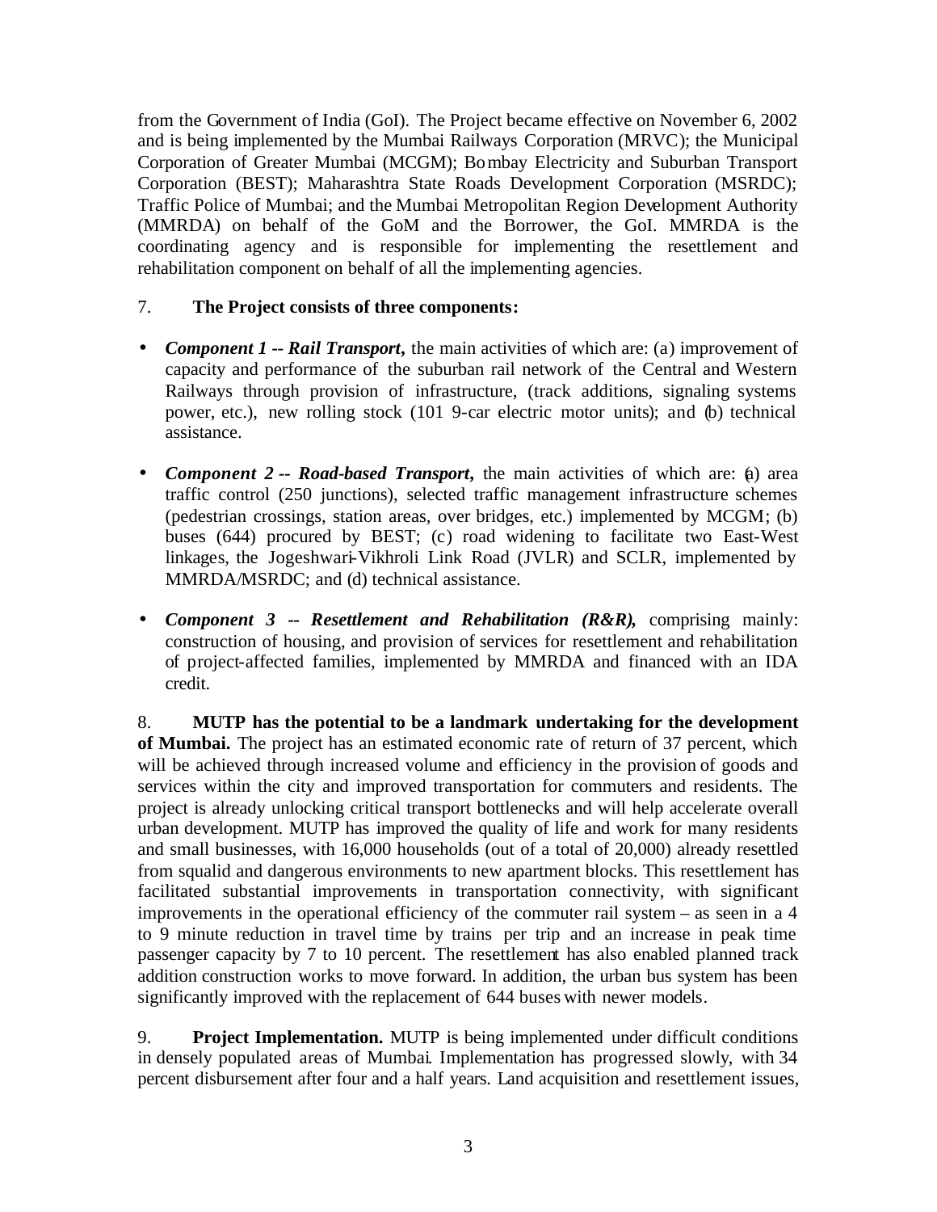from the Government of India (GoI). The Project became effective on November 6, 2002 and is being implemented by the Mumbai Railways Corporation (MRVC); the Municipal Corporation of Greater Mumbai (MCGM); Bombay Electricity and Suburban Transport Corporation (BEST); Maharashtra State Roads Development Corporation (MSRDC); Traffic Police of Mumbai; and the Mumbai Metropolitan Region Development Authority (MMRDA) on behalf of the GoM and the Borrower, the GoI. MMRDA is the coordinating agency and is responsible for implementing the resettlement and rehabilitation component on behalf of all the implementing agencies.

7. **The Project consists of three components:**

- ***Component 1 -- Rail Transport,*** the main activities of which are: (a) improvement of capacity and performance of the suburban rail network of the Central and Western Railways through provision of infrastructure, (track additions, signaling systems power, etc.), new rolling stock (101 9-car electric motor units); and (b) technical assistance.

- ***Component 2 -- Road-based Transport,*** the main activities of which are: (a) area traffic control (250 junctions), selected traffic management infrastructure schemes (pedestrian crossings, station areas, over bridges, etc.) implemented by MCGM; (b) buses (644) procured by BEST; (c) road widening to facilitate two East-West linkages, the Jogeshwari-Vikhroli Link Road (JVLR) and SCLR, implemented by MMRDA/MSRDC; and (d) technical assistance.

- ***Component 3 -- Resettlement and Rehabilitation (R&R),*** comprising mainly: construction of housing, and provision of services for resettlement and rehabilitation of project-affected families, implemented by MMRDA and financed with an IDA credit.

8. **MUTP has the potential to be a landmark undertaking for the development of Mumbai.** The project has an estimated economic rate of return of 37 percent, which will be achieved through increased volume and efficiency in the provision of goods and services within the city and improved transportation for commuters and residents. The project is already unlocking critical transport bottlenecks and will help accelerate overall urban development. MUTP has improved the quality of life and work for many residents and small businesses, with 16,000 households (out of a total of 20,000) already resettled from squalid and dangerous environments to new apartment blocks. This resettlement has facilitated substantial improvements in transportation connectivity, with significant improvements in the operational efficiency of the commuter rail system – as seen in a 4 to 9 minute reduction in travel time by trains per trip and an increase in peak time passenger capacity by 7 to 10 percent. The resettlement has also enabled planned track addition construction works to move forward. In addition, the urban bus system has been significantly improved with the replacement of 644 buses with newer models.

9. **Project Implementation.** MUTP is being implemented under difficult conditions in densely populated areas of Mumbai. Implementation has progressed slowly, with 34 percent disbursement after four and a half years. Land acquisition and resettlement issues,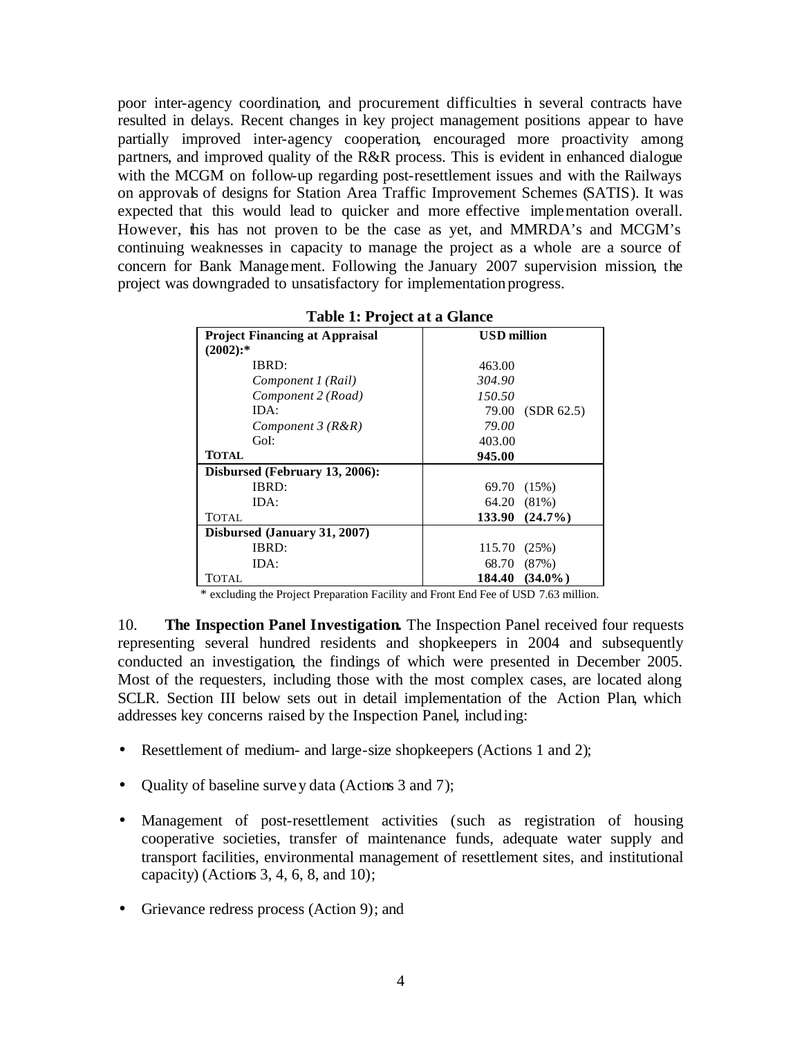poor inter-agency coordination, and procurement difficulties in several contracts have resulted in delays. Recent changes in key project management positions appear to have partially improved inter-agency cooperation, encouraged more proactivity among partners, and improved quality of the R&R process. This is evident in enhanced dialogue with the MCGM on follow-up regarding post-resettlement issues and with the Railways on approvals of designs for Station Area Traffic Improvement Schemes (SATIS). It was expected that this would lead to quicker and more effective implementation overall. However, this has not proven to be the case as yet, and MMRDA's and MCGM's continuing weaknesses in capacity to manage the project as a whole are a source of concern for Bank Management. Following the January 2007 supervision mission, the project was downgraded to unsatisfactory for implementation progress.

**Table 1: Project at a Glance**

| **Project Financing at Appraisal (2002):*** | **USD million** | |
|---|---|---|
| IBRD: | 463.00 | |
| *Component 1 (Rail)* | *304.90* | |
| *Component 2 (Road)* | *150.50* | |
| IDA: | 79.00 | (SDR 62.5) |
| *Component 3 (R&R)* | *79.00* | |
| GoI: | 403.00 | |
| **TOTAL** | **945.00** | |
| **Disbursed (February 13, 2006):** | | |
| IBRD: | 69.70 | (15%) |
| IDA: | 64.20 | (81%) |
| TOTAL | **133.90** | **(24.7%)** |
| **Disbursed (January 31, 2007)** | | |
| IBRD: | 115.70 | (25%) |
| IDA: | 68.70 | (87%) |
| TOTAL | **184.40** | **(34.0%)** |

\* excluding the Project Preparation Facility and Front End Fee of USD 7.63 million.

10. **The Inspection Panel Investigation.** The Inspection Panel received four requests representing several hundred residents and shopkeepers in 2004 and subsequently conducted an investigation, the findings of which were presented in December 2005. Most of the requesters, including those with the most complex cases, are located along SCLR. Section III below sets out in detail implementation of the Action Plan, which addresses key concerns raised by the Inspection Panel, including:

- Resettlement of medium- and large-size shopkeepers (Actions 1 and 2);
- Quality of baseline survey data (Actions 3 and 7);
- Management of post-resettlement activities (such as registration of housing cooperative societies, transfer of maintenance funds, adequate water supply and transport facilities, environmental management of resettlement sites, and institutional capacity) (Actions 3, 4, 6, 8, and 10);
- Grievance redress process (Action 9); and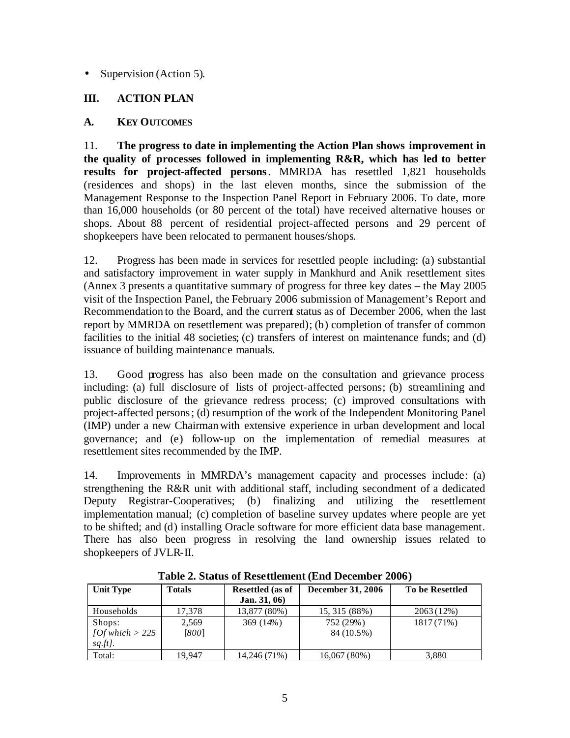- Supervision (Action 5).

## III. ACTION PLAN

### A. KEY OUTCOMES

11. **The progress to date in implementing the Action Plan shows improvement in the quality of processes followed in implementing R&R, which has led to better results for project-affected persons**. MMRDA has resettled 1,821 households (residences and shops) in the last eleven months, since the submission of the Management Response to the Inspection Panel Report in February 2006. To date, more than 16,000 households (or 80 percent of the total) have received alternative houses or shops. About 88 percent of residential project-affected persons and 29 percent of shopkeepers have been relocated to permanent houses/shops.

12. Progress has been made in services for resettled people including: (a) substantial and satisfactory improvement in water supply in Mankhurd and Anik resettlement sites (Annex 3 presents a quantitative summary of progress for three key dates – the May 2005 visit of the Inspection Panel, the February 2006 submission of Management's Report and Recommendation to the Board, and the current status as of December 2006, when the last report by MMRDA on resettlement was prepared); (b) completion of transfer of common facilities to the initial 48 societies; (c) transfers of interest on maintenance funds; and (d) issuance of building maintenance manuals.

13. Good progress has also been made on the consultation and grievance process including: (a) full disclosure of lists of project-affected persons; (b) streamlining and public disclosure of the grievance redress process; (c) improved consultations with project-affected persons; (d) resumption of the work of the Independent Monitoring Panel (IMP) under a new Chairman with extensive experience in urban development and local governance; and (e) follow-up on the implementation of remedial measures at resettlement sites recommended by the IMP.

14. Improvements in MMRDA's management capacity and processes include: (a) strengthening the R&R unit with additional staff, including secondment of a dedicated Deputy Registrar-Cooperatives; (b) finalizing and utilizing the resettlement implementation manual; (c) completion of baseline survey updates where people are yet to be shifted; and (d) installing Oracle software for more efficient data base management. There has also been progress in resolving the land ownership issues related to shopkeepers of JVLR-II.

**Table 2. Status of Resettlement (End December 2006)**

| Unit Type | Totals | Resettled (as of Jan. 31, 06) | December 31, 2006 | To be Resettled |
|---|---|---|---|---|
| Households | 17,378 | 13,877 (80%) | 15, 315 (88%) | 2063 (12%) |
| Shops: *[Of which > 225 sq.ft]*. | 2,569 *[800]* | 369 (14%) | 752 (29%) 84 (10.5%) | 1817 (71%) |
| Total: | 19,947 | 14,246 (71%) | 16,067 (80%) | 3,880 |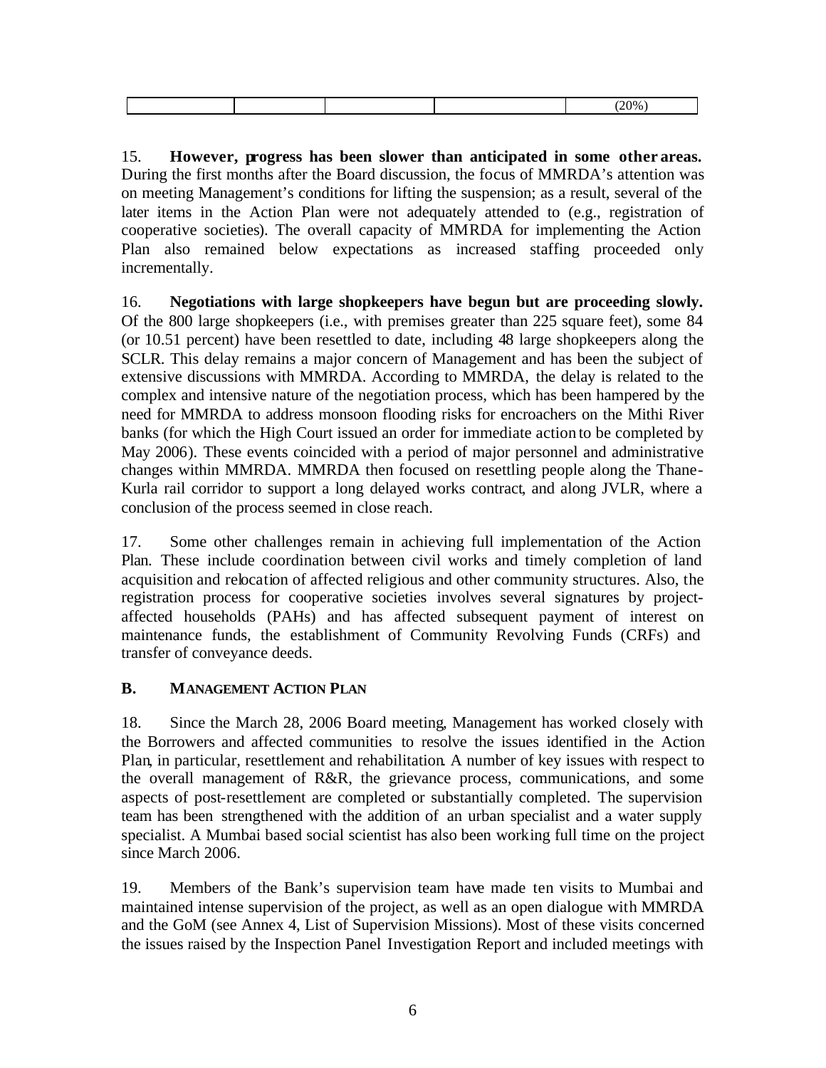|  |  |  |  | (20%) |
| --- | --- | --- | --- | --- |

15. **However, progress has been slower than anticipated in some other areas.** During the first months after the Board discussion, the focus of MMRDA's attention was on meeting Management's conditions for lifting the suspension; as a result, several of the later items in the Action Plan were not adequately attended to (e.g., registration of cooperative societies). The overall capacity of MMRDA for implementing the Action Plan also remained below expectations as increased staffing proceeded only incrementally.

16. **Negotiations with large shopkeepers have begun but are proceeding slowly.** Of the 800 large shopkeepers (i.e., with premises greater than 225 square feet), some 84 (or 10.51 percent) have been resettled to date, including 48 large shopkeepers along the SCLR. This delay remains a major concern of Management and has been the subject of extensive discussions with MMRDA. According to MMRDA, the delay is related to the complex and intensive nature of the negotiation process, which has been hampered by the need for MMRDA to address monsoon flooding risks for encroachers on the Mithi River banks (for which the High Court issued an order for immediate action to be completed by May 2006). These events coincided with a period of major personnel and administrative changes within MMRDA. MMRDA then focused on resettling people along the Thane-Kurla rail corridor to support a long delayed works contract, and along JVLR, where a conclusion of the process seemed in close reach.

17. Some other challenges remain in achieving full implementation of the Action Plan. These include coordination between civil works and timely completion of land acquisition and relocation of affected religious and other community structures. Also, the registration process for cooperative societies involves several signatures by project-affected households (PAHs) and has affected subsequent payment of interest on maintenance funds, the establishment of Community Revolving Funds (CRFs) and transfer of conveyance deeds.

### B. MANAGEMENT ACTION PLAN

18. Since the March 28, 2006 Board meeting, Management has worked closely with the Borrowers and affected communities to resolve the issues identified in the Action Plan, in particular, resettlement and rehabilitation. A number of key issues with respect to the overall management of R&R, the grievance process, communications, and some aspects of post-resettlement are completed or substantially completed. The supervision team has been strengthened with the addition of an urban specialist and a water supply specialist. A Mumbai based social scientist has also been working full time on the project since March 2006.

19. Members of the Bank's supervision team have made ten visits to Mumbai and maintained intense supervision of the project, as well as an open dialogue with MMRDA and the GoM (see Annex 4, List of Supervision Missions). Most of these visits concerned the issues raised by the Inspection Panel Investigation Report and included meetings with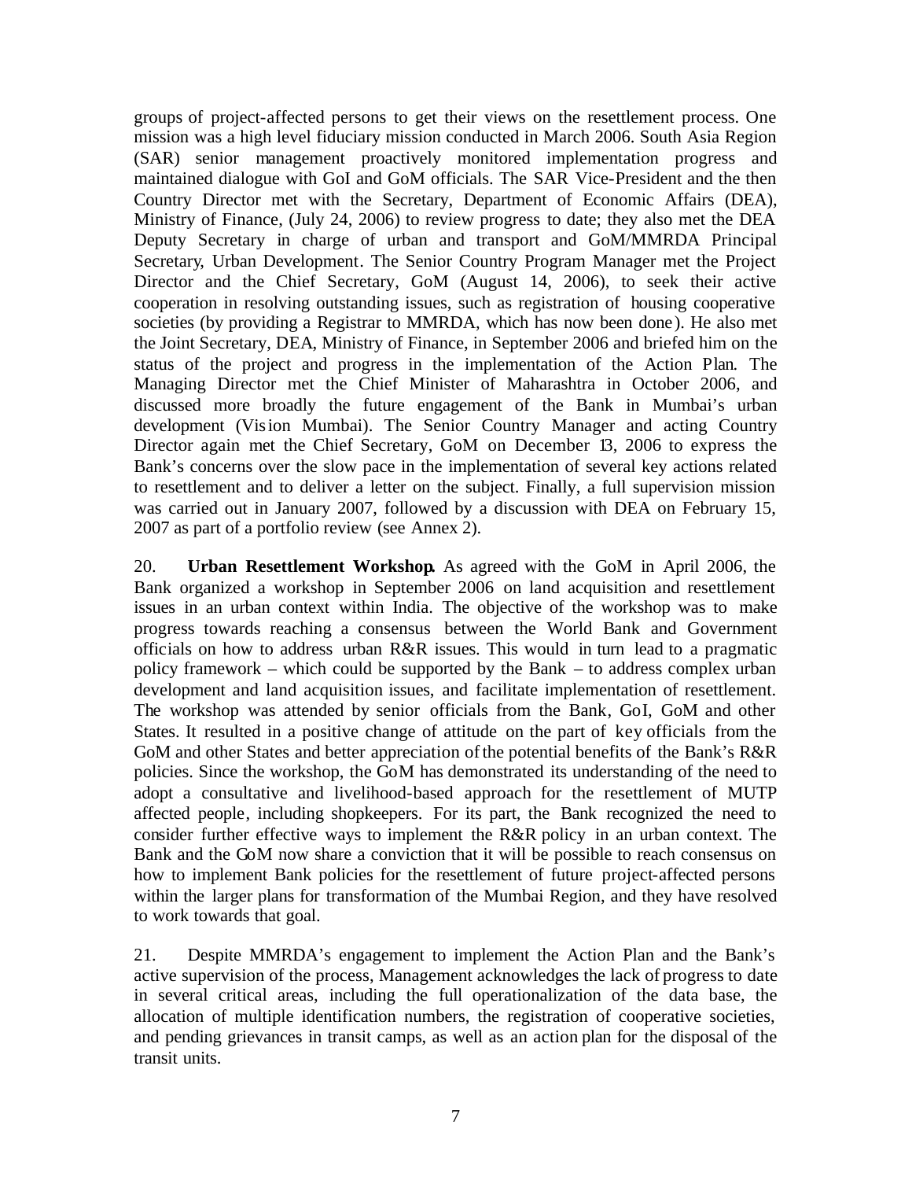groups of project-affected persons to get their views on the resettlement process. One mission was a high level fiduciary mission conducted in March 2006. South Asia Region (SAR) senior management proactively monitored implementation progress and maintained dialogue with GoI and GoM officials. The SAR Vice-President and the then Country Director met with the Secretary, Department of Economic Affairs (DEA), Ministry of Finance, (July 24, 2006) to review progress to date; they also met the DEA Deputy Secretary in charge of urban and transport and GoM/MMRDA Principal Secretary, Urban Development. The Senior Country Program Manager met the Project Director and the Chief Secretary, GoM (August 14, 2006), to seek their active cooperation in resolving outstanding issues, such as registration of housing cooperative societies (by providing a Registrar to MMRDA, which has now been done). He also met the Joint Secretary, DEA, Ministry of Finance, in September 2006 and briefed him on the status of the project and progress in the implementation of the Action Plan. The Managing Director met the Chief Minister of Maharashtra in October 2006, and discussed more broadly the future engagement of the Bank in Mumbai's urban development (Vision Mumbai). The Senior Country Manager and acting Country Director again met the Chief Secretary, GoM on December 13, 2006 to express the Bank's concerns over the slow pace in the implementation of several key actions related to resettlement and to deliver a letter on the subject. Finally, a full supervision mission was carried out in January 2007, followed by a discussion with DEA on February 15, 2007 as part of a portfolio review (see Annex 2).

20. **Urban Resettlement Workshop.** As agreed with the GoM in April 2006, the Bank organized a workshop in September 2006 on land acquisition and resettlement issues in an urban context within India. The objective of the workshop was to make progress towards reaching a consensus between the World Bank and Government officials on how to address urban R&R issues. This would in turn lead to a pragmatic policy framework – which could be supported by the Bank – to address complex urban development and land acquisition issues, and facilitate implementation of resettlement. The workshop was attended by senior officials from the Bank, GoI, GoM and other States. It resulted in a positive change of attitude on the part of key officials from the GoM and other States and better appreciation of the potential benefits of the Bank's R&R policies. Since the workshop, the GoM has demonstrated its understanding of the need to adopt a consultative and livelihood-based approach for the resettlement of MUTP affected people, including shopkeepers. For its part, the Bank recognized the need to consider further effective ways to implement the R&R policy in an urban context. The Bank and the GoM now share a conviction that it will be possible to reach consensus on how to implement Bank policies for the resettlement of future project-affected persons within the larger plans for transformation of the Mumbai Region, and they have resolved to work towards that goal.

21. Despite MMRDA's engagement to implement the Action Plan and the Bank's active supervision of the process, Management acknowledges the lack of progress to date in several critical areas, including the full operationalization of the data base, the allocation of multiple identification numbers, the registration of cooperative societies, and pending grievances in transit camps, as well as an action plan for the disposal of the transit units.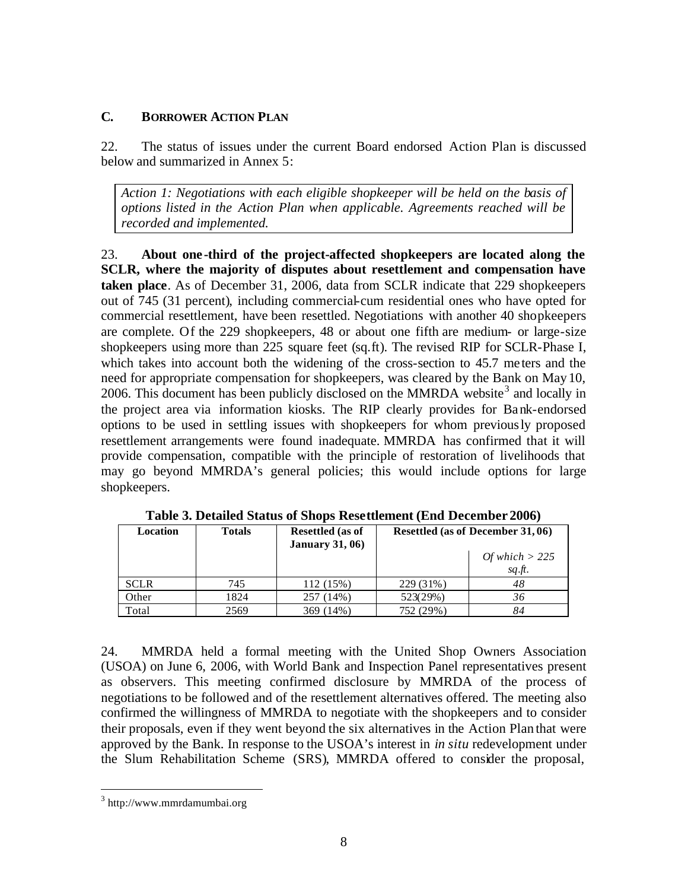### C. BORROWER ACTION PLAN

22. The status of issues under the current Board endorsed Action Plan is discussed below and summarized in Annex 5:

> *Action 1: Negotiations with each eligible shopkeeper will be held on the basis of options listed in the Action Plan when applicable. Agreements reached will be recorded and implemented.*

23. **About one-third of the project-affected shopkeepers are located along the SCLR, where the majority of disputes about resettlement and compensation have taken place**. As of December 31, 2006, data from SCLR indicate that 229 shopkeepers out of 745 (31 percent), including commercial-cum residential ones who have opted for commercial resettlement, have been resettled. Negotiations with another 40 shopkeepers are complete. Of the 229 shopkeepers, 48 or about one fifth are medium- or large-size shopkeepers using more than 225 square feet (sq.ft). The revised RIP for SCLR-Phase I, which takes into account both the widening of the cross-section to 45.7 meters and the need for appropriate compensation for shopkeepers, was cleared by the Bank on May 10, 2006. This document has been publicly disclosed on the MMRDA website[3] and locally in the project area via information kiosks. The RIP clearly provides for Bank-endorsed options to be used in settling issues with shopkeepers for whom previously proposed resettlement arrangements were found inadequate. MMRDA has confirmed that it will provide compensation, compatible with the principle of restoration of livelihoods that may go beyond MMRDA's general policies; this would include options for large shopkeepers.

**Table 3. Detailed Status of Shops Resettlement (End December 2006)**

| Location | Totals | Resettled (as of January 31, 06) | Resettled (as of December 31, 06) | |
|---|---|---|---|---|
| | | | | *Of which > 225 sq.ft.* |
| SCLR | 745 | 112 (15%) | 229 (31%) | *48* |
| Other | 1824 | 257 (14%) | 523(29%) | *36* |
| Total | 2569 | 369 (14%) | 752 (29%) | *84* |

24. MMRDA held a formal meeting with the United Shop Owners Association (USOA) on June 6, 2006, with World Bank and Inspection Panel representatives present as observers. This meeting confirmed disclosure by MMRDA of the process of negotiations to be followed and of the resettlement alternatives offered. The meeting also confirmed the willingness of MMRDA to negotiate with the shopkeepers and to consider their proposals, even if they went beyond the six alternatives in the Action Plan that were approved by the Bank. In response to the USOA's interest in *in situ* redevelopment under the Slum Rehabilitation Scheme (SRS), MMRDA offered to consider the proposal,

[3] http://www.mmrdamumbai.org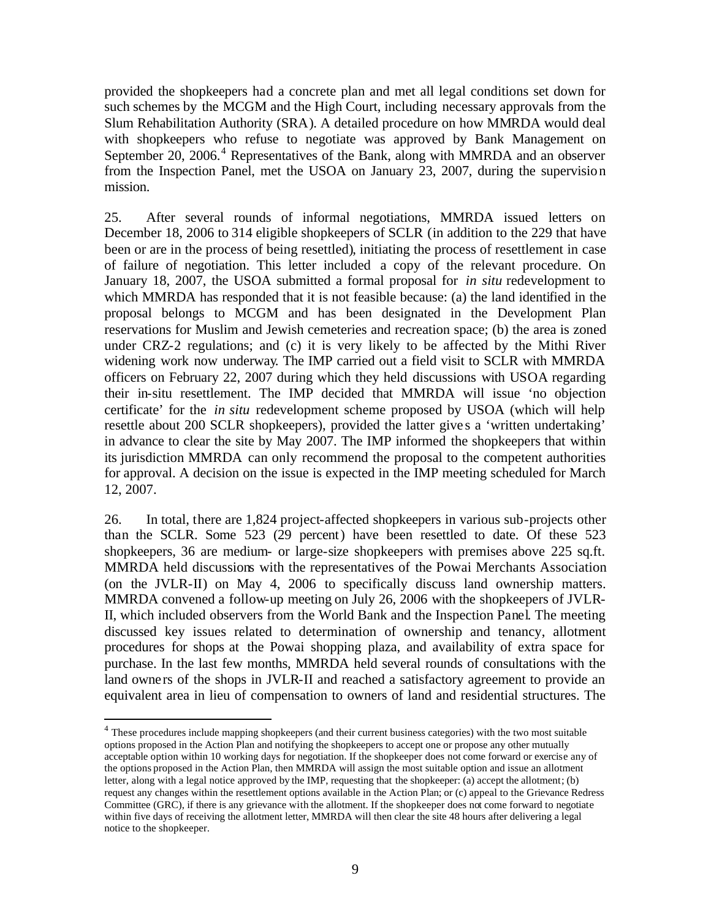provided the shopkeepers had a concrete plan and met all legal conditions set down for such schemes by the MCGM and the High Court, including necessary approvals from the Slum Rehabilitation Authority (SRA). A detailed procedure on how MMRDA would deal with shopkeepers who refuse to negotiate was approved by Bank Management on September 20, 2006.[4] Representatives of the Bank, along with MMRDA and an observer from the Inspection Panel, met the USOA on January 23, 2007, during the supervision mission.

25. After several rounds of informal negotiations, MMRDA issued letters on December 18, 2006 to 314 eligible shopkeepers of SCLR (in addition to the 229 that have been or are in the process of being resettled), initiating the process of resettlement in case of failure of negotiation. This letter included a copy of the relevant procedure. On January 18, 2007, the USOA submitted a formal proposal for *in situ* redevelopment to which MMRDA has responded that it is not feasible because: (a) the land identified in the proposal belongs to MCGM and has been designated in the Development Plan reservations for Muslim and Jewish cemeteries and recreation space; (b) the area is zoned under CRZ-2 regulations; and (c) it is very likely to be affected by the Mithi River widening work now underway. The IMP carried out a field visit to SCLR with MMRDA officers on February 22, 2007 during which they held discussions with USOA regarding their in-situ resettlement. The IMP decided that MMRDA will issue 'no objection certificate' for the *in situ* redevelopment scheme proposed by USOA (which will help resettle about 200 SCLR shopkeepers), provided the latter gives a 'written undertaking' in advance to clear the site by May 2007. The IMP informed the shopkeepers that within its jurisdiction MMRDA can only recommend the proposal to the competent authorities for approval. A decision on the issue is expected in the IMP meeting scheduled for March 12, 2007.

26. In total, there are 1,824 project-affected shopkeepers in various sub-projects other than the SCLR. Some 523 (29 percent) have been resettled to date. Of these 523 shopkeepers, 36 are medium- or large-size shopkeepers with premises above 225 sq.ft. MMRDA held discussions with the representatives of the Powai Merchants Association (on the JVLR-II) on May 4, 2006 to specifically discuss land ownership matters. MMRDA convened a follow-up meeting on July 26, 2006 with the shopkeepers of JVLR-II, which included observers from the World Bank and the Inspection Panel. The meeting discussed key issues related to determination of ownership and tenancy, allotment procedures for shops at the Powai shopping plaza, and availability of extra space for purchase. In the last few months, MMRDA held several rounds of consultations with the land owners of the shops in JVLR-II and reached a satisfactory agreement to provide an equivalent area in lieu of compensation to owners of land and residential structures. The

[4] These procedures include mapping shopkeepers (and their current business categories) with the two most suitable options proposed in the Action Plan and notifying the shopkeepers to accept one or propose any other mutually acceptable option within 10 working days for negotiation. If the shopkeeper does not come forward or exercise any of the options proposed in the Action Plan, then MMRDA will assign the most suitable option and issue an allotment letter, along with a legal notice approved by the IMP, requesting that the shopkeeper: (a) accept the allotment; (b) request any changes within the resettlement options available in the Action Plan; or (c) appeal to the Grievance Redress Committee (GRC), if there is any grievance with the allotment. If the shopkeeper does not come forward to negotiate within five days of receiving the allotment letter, MMRDA will then clear the site 48 hours after delivering a legal notice to the shopkeeper.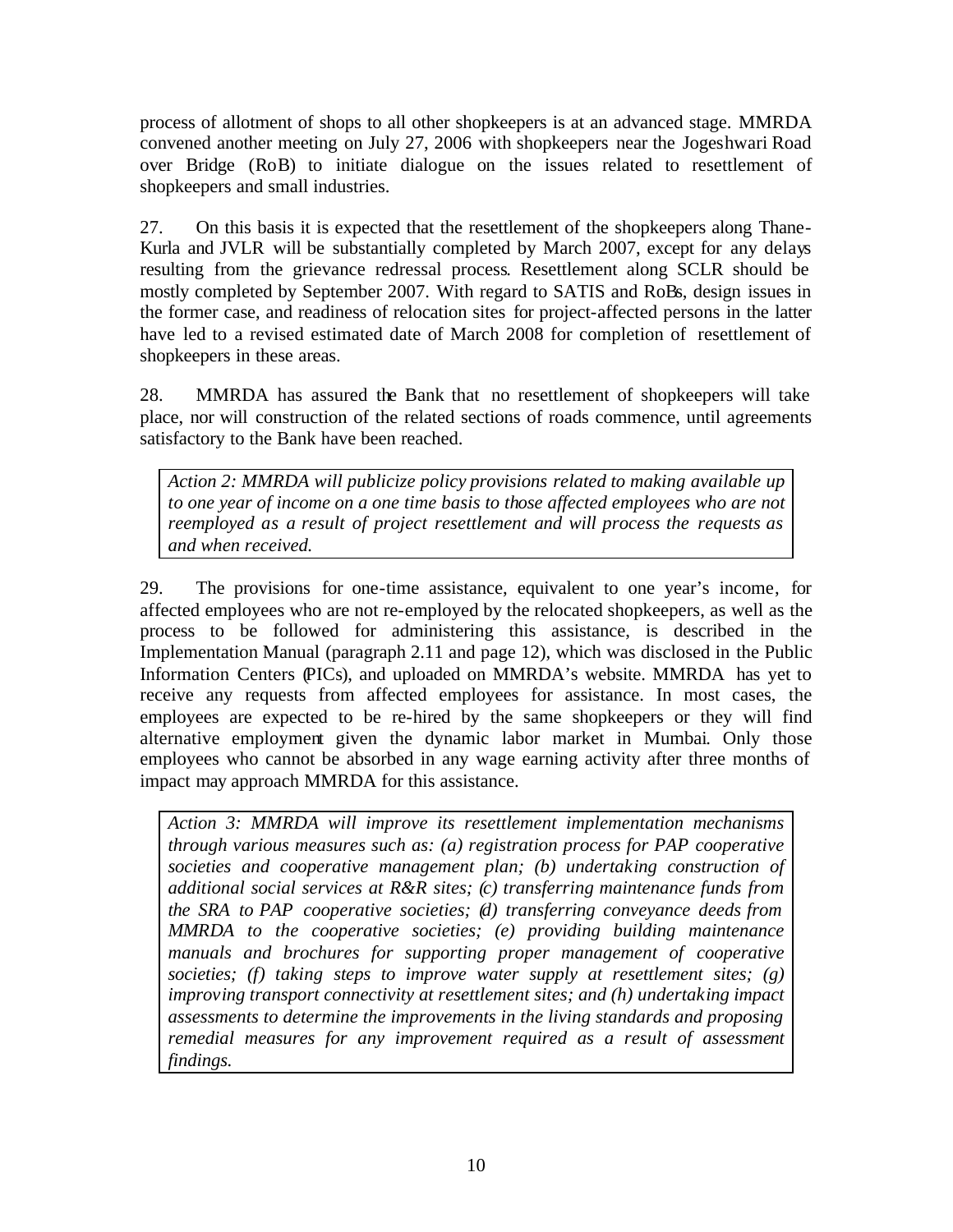process of allotment of shops to all other shopkeepers is at an advanced stage. MMRDA convened another meeting on July 27, 2006 with shopkeepers near the Jogeshwari Road over Bridge (RoB) to initiate dialogue on the issues related to resettlement of shopkeepers and small industries.

27. On this basis it is expected that the resettlement of the shopkeepers along Thane-Kurla and JVLR will be substantially completed by March 2007, except for any delays resulting from the grievance redressal process. Resettlement along SCLR should be mostly completed by September 2007. With regard to SATIS and RoBs, design issues in the former case, and readiness of relocation sites for project-affected persons in the latter have led to a revised estimated date of March 2008 for completion of resettlement of shopkeepers in these areas.

28. MMRDA has assured the Bank that no resettlement of shopkeepers will take place, nor will construction of the related sections of roads commence, until agreements satisfactory to the Bank have been reached.

> *Action 2: MMRDA will publicize policy provisions related to making available up to one year of income on a one time basis to those affected employees who are not reemployed as a result of project resettlement and will process the requests as and when received.*

29. The provisions for one-time assistance, equivalent to one year's income, for affected employees who are not re-employed by the relocated shopkeepers, as well as the process to be followed for administering this assistance, is described in the Implementation Manual (paragraph 2.11 and page 12), which was disclosed in the Public Information Centers (PICs), and uploaded on MMRDA's website. MMRDA has yet to receive any requests from affected employees for assistance. In most cases, the employees are expected to be re-hired by the same shopkeepers or they will find alternative employment given the dynamic labor market in Mumbai. Only those employees who cannot be absorbed in any wage earning activity after three months of impact may approach MMRDA for this assistance.

> *Action 3: MMRDA will improve its resettlement implementation mechanisms through various measures such as: (a) registration process for PAP cooperative societies and cooperative management plan; (b) undertaking construction of additional social services at R&R sites; (c) transferring maintenance funds from the SRA to PAP cooperative societies; (d) transferring conveyance deeds from MMRDA to the cooperative societies; (e) providing building maintenance manuals and brochures for supporting proper management of cooperative societies; (f) taking steps to improve water supply at resettlement sites; (g) improving transport connectivity at resettlement sites; and (h) undertaking impact assessments to determine the improvements in the living standards and proposing remedial measures for any improvement required as a result of assessment findings.*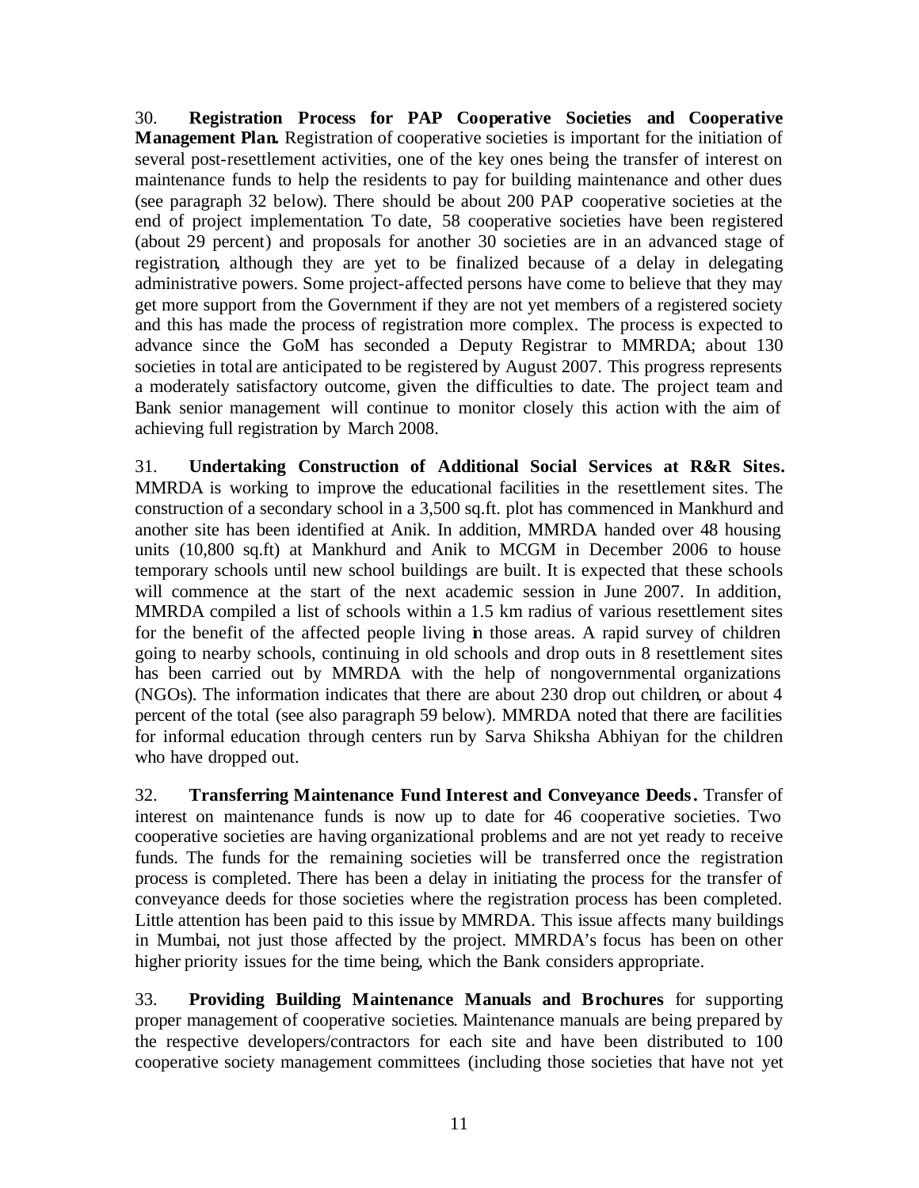30. **Registration Process for PAP Cooperative Societies and Cooperative Management Plan.** Registration of cooperative societies is important for the initiation of several post-resettlement activities, one of the key ones being the transfer of interest on maintenance funds to help the residents to pay for building maintenance and other dues (see paragraph 32 below). There should be about 200 PAP cooperative societies at the end of project implementation. To date, 58 cooperative societies have been registered (about 29 percent) and proposals for another 30 societies are in an advanced stage of registration, although they are yet to be finalized because of a delay in delegating administrative powers. Some project-affected persons have come to believe that they may get more support from the Government if they are not yet members of a registered society and this has made the process of registration more complex. The process is expected to advance since the GoM has seconded a Deputy Registrar to MMRDA; about 130 societies in total are anticipated to be registered by August 2007. This progress represents a moderately satisfactory outcome, given the difficulties to date. The project team and Bank senior management will continue to monitor closely this action with the aim of achieving full registration by March 2008.

31. **Undertaking Construction of Additional Social Services at R&R Sites.** MMRDA is working to improve the educational facilities in the resettlement sites. The construction of a secondary school in a 3,500 sq.ft. plot has commenced in Mankhurd and another site has been identified at Anik. In addition, MMRDA handed over 48 housing units (10,800 sq.ft) at Mankhurd and Anik to MCGM in December 2006 to house temporary schools until new school buildings are built. It is expected that these schools will commence at the start of the next academic session in June 2007. In addition, MMRDA compiled a list of schools within a 1.5 km radius of various resettlement sites for the benefit of the affected people living in those areas. A rapid survey of children going to nearby schools, continuing in old schools and drop outs in 8 resettlement sites has been carried out by MMRDA with the help of nongovernmental organizations (NGOs). The information indicates that there are about 230 drop out children, or about 4 percent of the total (see also paragraph 59 below). MMRDA noted that there are facilities for informal education through centers run by Sarva Shiksha Abhiyan for the children who have dropped out.

32. **Transferring Maintenance Fund Interest and Conveyance Deeds.** Transfer of interest on maintenance funds is now up to date for 46 cooperative societies. Two cooperative societies are having organizational problems and are not yet ready to receive funds. The funds for the remaining societies will be transferred once the registration process is completed. There has been a delay in initiating the process for the transfer of conveyance deeds for those societies where the registration process has been completed. Little attention has been paid to this issue by MMRDA. This issue affects many buildings in Mumbai, not just those affected by the project. MMRDA's focus has been on other higher priority issues for the time being, which the Bank considers appropriate.

33. **Providing Building Maintenance Manuals and Brochures** for supporting proper management of cooperative societies. Maintenance manuals are being prepared by the respective developers/contractors for each site and have been distributed to 100 cooperative society management committees (including those societies that have not yet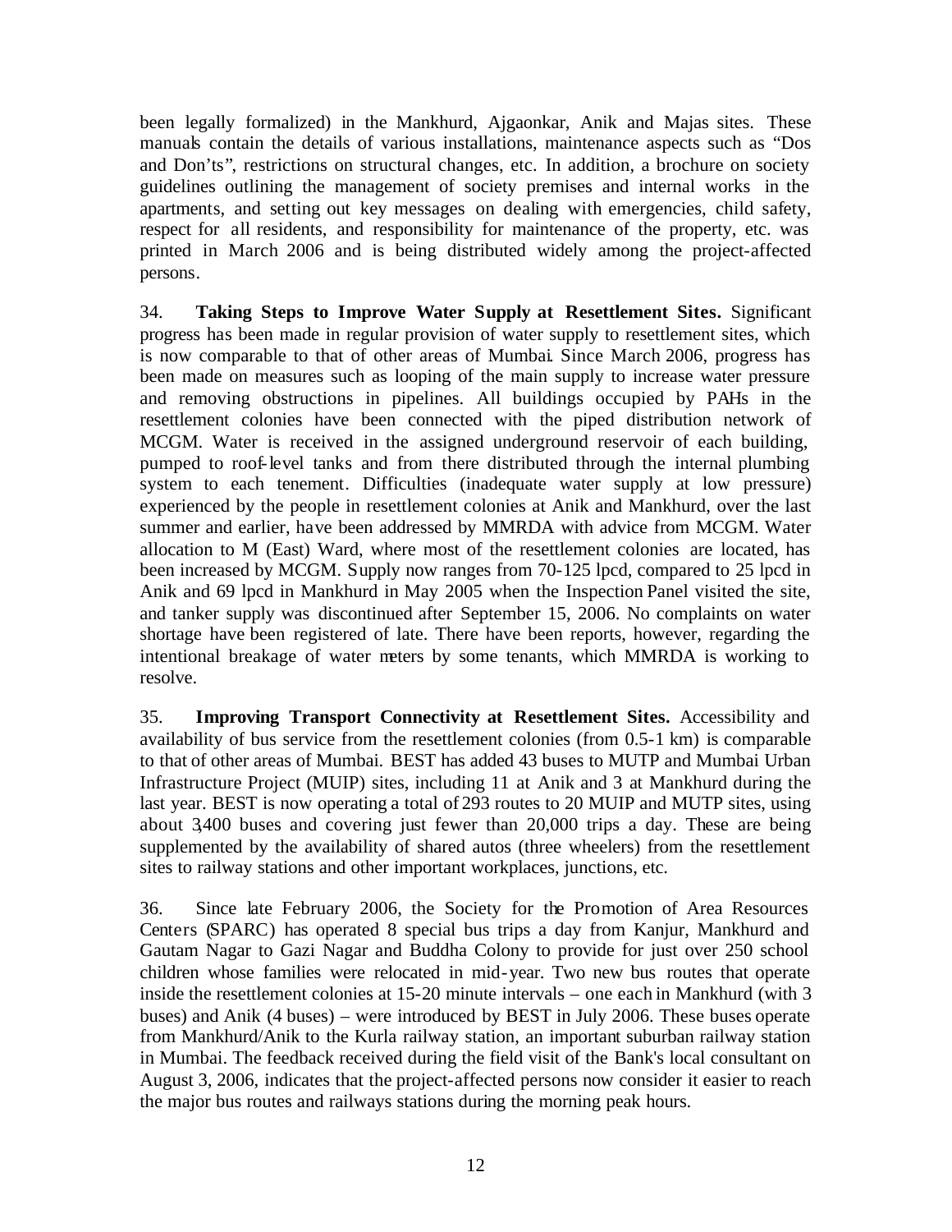been legally formalized) in the Mankhurd, Ajgaonkar, Anik and Majas sites. These manuals contain the details of various installations, maintenance aspects such as "Dos and Don'ts", restrictions on structural changes, etc. In addition, a brochure on society guidelines outlining the management of society premises and internal works in the apartments, and setting out key messages on dealing with emergencies, child safety, respect for all residents, and responsibility for maintenance of the property, etc. was printed in March 2006 and is being distributed widely among the project-affected persons.

34. **Taking Steps to Improve Water Supply at Resettlement Sites.** Significant progress has been made in regular provision of water supply to resettlement sites, which is now comparable to that of other areas of Mumbai. Since March 2006, progress has been made on measures such as looping of the main supply to increase water pressure and removing obstructions in pipelines. All buildings occupied by PAHs in the resettlement colonies have been connected with the piped distribution network of MCGM. Water is received in the assigned underground reservoir of each building, pumped to roof-level tanks and from there distributed through the internal plumbing system to each tenement. Difficulties (inadequate water supply at low pressure) experienced by the people in resettlement colonies at Anik and Mankhurd, over the last summer and earlier, have been addressed by MMRDA with advice from MCGM. Water allocation to M (East) Ward, where most of the resettlement colonies are located, has been increased by MCGM. Supply now ranges from 70-125 lpcd, compared to 25 lpcd in Anik and 69 lpcd in Mankhurd in May 2005 when the Inspection Panel visited the site, and tanker supply was discontinued after September 15, 2006. No complaints on water shortage have been registered of late. There have been reports, however, regarding the intentional breakage of water meters by some tenants, which MMRDA is working to resolve.

35. **Improving Transport Connectivity at Resettlement Sites.** Accessibility and availability of bus service from the resettlement colonies (from 0.5-1 km) is comparable to that of other areas of Mumbai. BEST has added 43 buses to MUTP and Mumbai Urban Infrastructure Project (MUIP) sites, including 11 at Anik and 3 at Mankhurd during the last year. BEST is now operating a total of 293 routes to 20 MUIP and MUTP sites, using about 3,400 buses and covering just fewer than 20,000 trips a day. These are being supplemented by the availability of shared autos (three wheelers) from the resettlement sites to railway stations and other important workplaces, junctions, etc.

36. Since late February 2006, the Society for the Promotion of Area Resources Centers (SPARC) has operated 8 special bus trips a day from Kanjur, Mankhurd and Gautam Nagar to Gazi Nagar and Buddha Colony to provide for just over 250 school children whose families were relocated in mid-year. Two new bus routes that operate inside the resettlement colonies at 15-20 minute intervals – one each in Mankhurd (with 3 buses) and Anik (4 buses) – were introduced by BEST in July 2006. These buses operate from Mankhurd/Anik to the Kurla railway station, an important suburban railway station in Mumbai. The feedback received during the field visit of the Bank's local consultant on August 3, 2006, indicates that the project-affected persons now consider it easier to reach the major bus routes and railways stations during the morning peak hours.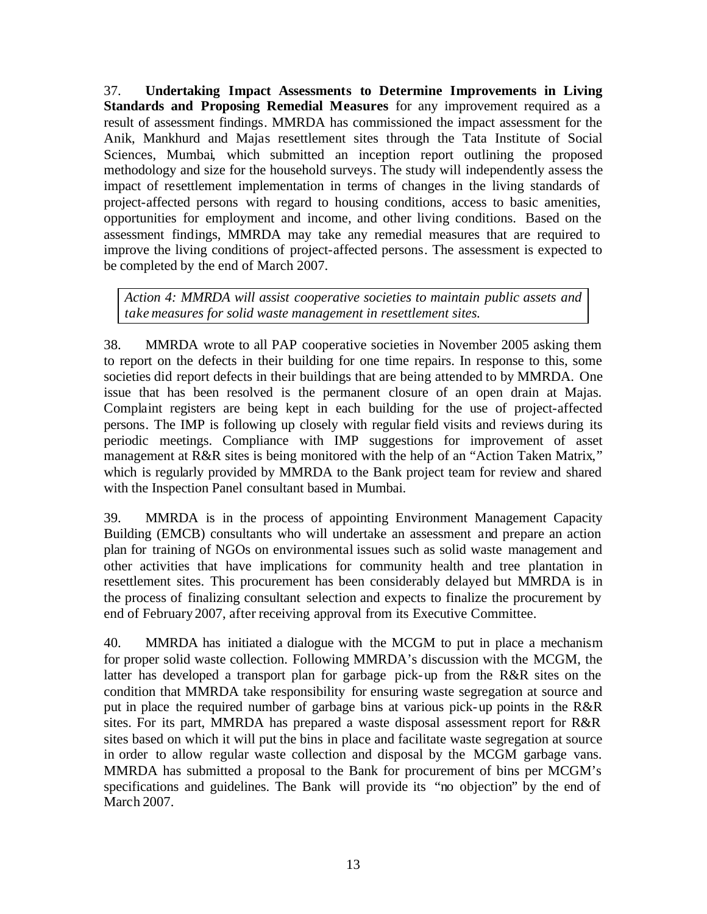37. **Undertaking Impact Assessments to Determine Improvements in Living Standards and Proposing Remedial Measures** for any improvement required as a result of assessment findings. MMRDA has commissioned the impact assessment for the Anik, Mankhurd and Majas resettlement sites through the Tata Institute of Social Sciences, Mumbai, which submitted an inception report outlining the proposed methodology and size for the household surveys. The study will independently assess the impact of resettlement implementation in terms of changes in the living standards of project-affected persons with regard to housing conditions, access to basic amenities, opportunities for employment and income, and other living conditions. Based on the assessment findings, MMRDA may take any remedial measures that are required to improve the living conditions of project-affected persons. The assessment is expected to be completed by the end of March 2007.

*Action 4: MMRDA will assist cooperative societies to maintain public assets and take measures for solid waste management in resettlement sites.*

38. MMRDA wrote to all PAP cooperative societies in November 2005 asking them to report on the defects in their building for one time repairs. In response to this, some societies did report defects in their buildings that are being attended to by MMRDA. One issue that has been resolved is the permanent closure of an open drain at Majas. Complaint registers are being kept in each building for the use of project-affected persons. The IMP is following up closely with regular field visits and reviews during its periodic meetings. Compliance with IMP suggestions for improvement of asset management at R&R sites is being monitored with the help of an "Action Taken Matrix," which is regularly provided by MMRDA to the Bank project team for review and shared with the Inspection Panel consultant based in Mumbai.

39. MMRDA is in the process of appointing Environment Management Capacity Building (EMCB) consultants who will undertake an assessment and prepare an action plan for training of NGOs on environmental issues such as solid waste management and other activities that have implications for community health and tree plantation in resettlement sites. This procurement has been considerably delayed but MMRDA is in the process of finalizing consultant selection and expects to finalize the procurement by end of February 2007, after receiving approval from its Executive Committee.

40. MMRDA has initiated a dialogue with the MCGM to put in place a mechanism for proper solid waste collection. Following MMRDA's discussion with the MCGM, the latter has developed a transport plan for garbage pick-up from the R&R sites on the condition that MMRDA take responsibility for ensuring waste segregation at source and put in place the required number of garbage bins at various pick-up points in the R&R sites. For its part, MMRDA has prepared a waste disposal assessment report for R&R sites based on which it will put the bins in place and facilitate waste segregation at source in order to allow regular waste collection and disposal by the MCGM garbage vans. MMRDA has submitted a proposal to the Bank for procurement of bins per MCGM's specifications and guidelines. The Bank will provide its "no objection" by the end of March 2007.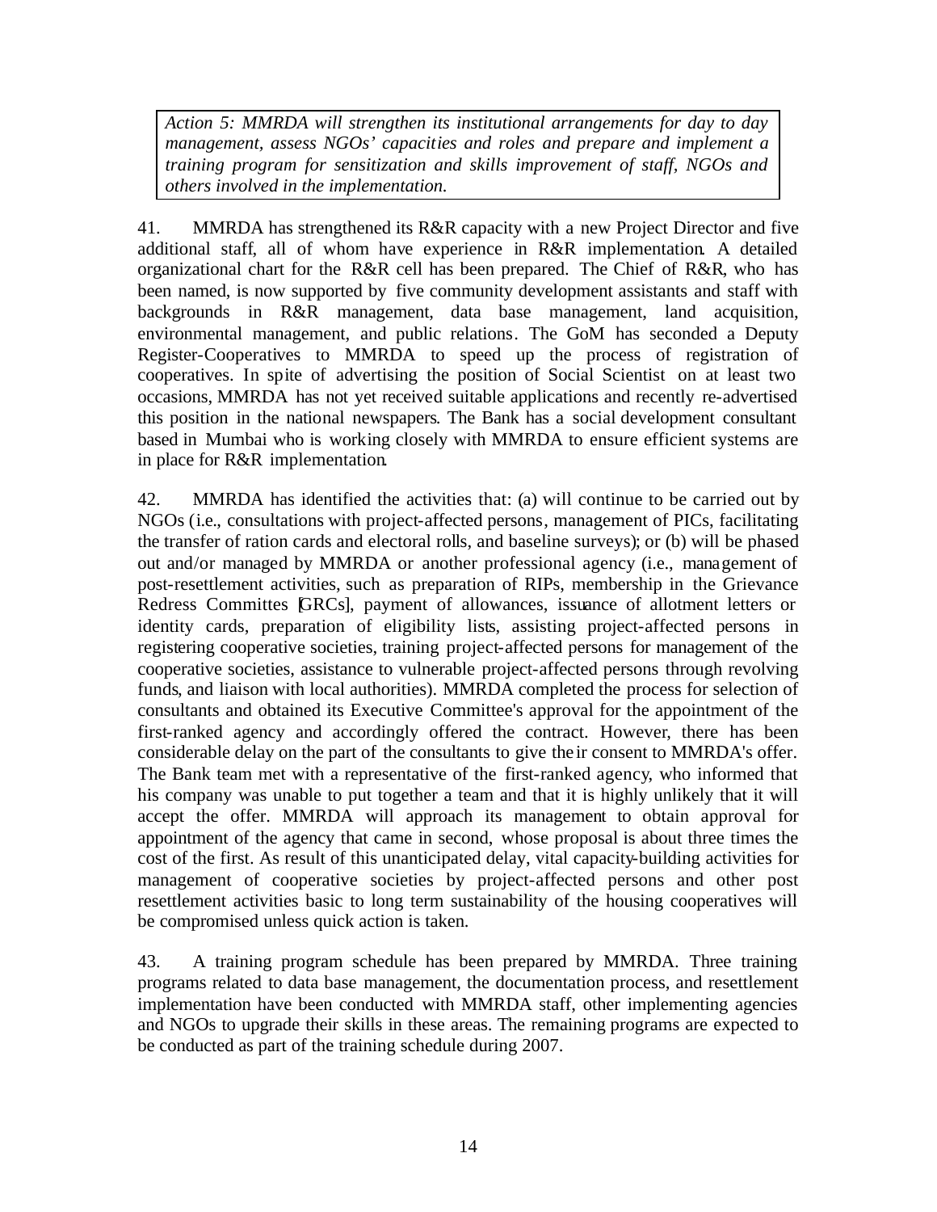*Action 5: MMRDA will strengthen its institutional arrangements for day to day management, assess NGOs' capacities and roles and prepare and implement a training program for sensitization and skills improvement of staff, NGOs and others involved in the implementation.*

41. MMRDA has strengthened its R&R capacity with a new Project Director and five additional staff, all of whom have experience in R&R implementation. A detailed organizational chart for the R&R cell has been prepared. The Chief of R&R, who has been named, is now supported by five community development assistants and staff with backgrounds in R&R management, data base management, land acquisition, environmental management, and public relations. The GoM has seconded a Deputy Register-Cooperatives to MMRDA to speed up the process of registration of cooperatives. In spite of advertising the position of Social Scientist on at least two occasions, MMRDA has not yet received suitable applications and recently re-advertised this position in the national newspapers. The Bank has a social development consultant based in Mumbai who is working closely with MMRDA to ensure efficient systems are in place for R&R implementation.

42. MMRDA has identified the activities that: (a) will continue to be carried out by NGOs (i.e., consultations with project-affected persons, management of PICs, facilitating the transfer of ration cards and electoral rolls, and baseline surveys); or (b) will be phased out and/or managed by MMRDA or another professional agency (i.e., management of post-resettlement activities, such as preparation of RIPs, membership in the Grievance Redress Committes [GRCs], payment of allowances, issuance of allotment letters or identity cards, preparation of eligibility lists, assisting project-affected persons in registering cooperative societies, training project-affected persons for management of the cooperative societies, assistance to vulnerable project-affected persons through revolving funds, and liaison with local authorities). MMRDA completed the process for selection of consultants and obtained its Executive Committee's approval for the appointment of the first-ranked agency and accordingly offered the contract. However, there has been considerable delay on the part of the consultants to give their consent to MMRDA's offer. The Bank team met with a representative of the first-ranked agency, who informed that his company was unable to put together a team and that it is highly unlikely that it will accept the offer. MMRDA will approach its management to obtain approval for appointment of the agency that came in second, whose proposal is about three times the cost of the first. As result of this unanticipated delay, vital capacity-building activities for management of cooperative societies by project-affected persons and other post resettlement activities basic to long term sustainability of the housing cooperatives will be compromised unless quick action is taken.

43. A training program schedule has been prepared by MMRDA. Three training programs related to data base management, the documentation process, and resettlement implementation have been conducted with MMRDA staff, other implementing agencies and NGOs to upgrade their skills in these areas. The remaining programs are expected to be conducted as part of the training schedule during 2007.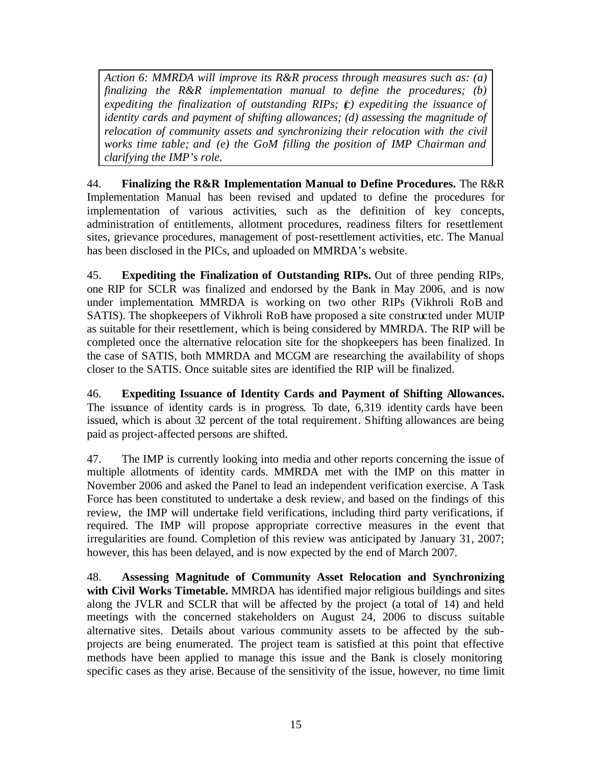*Action 6: MMRDA will improve its R&R process through measures such as: (a) finalizing the R&R implementation manual to define the procedures; (b) expediting the finalization of outstanding RIPs; (c) expediting the issuance of identity cards and payment of shifting allowances; (d) assessing the magnitude of relocation of community assets and synchronizing their relocation with the civil works time table; and (e) the GoM filling the position of IMP Chairman and clarifying the IMP's role.*

44. **Finalizing the R&R Implementation Manual to Define Procedures.** The R&R Implementation Manual has been revised and updated to define the procedures for implementation of various activities, such as the definition of key concepts, administration of entitlements, allotment procedures, readiness filters for resettlement sites, grievance procedures, management of post-resettlement activities, etc. The Manual has been disclosed in the PICs, and uploaded on MMRDA's website.

45. **Expediting the Finalization of Outstanding RIPs.** Out of three pending RIPs, one RIP for SCLR was finalized and endorsed by the Bank in May 2006, and is now under implementation. MMRDA is working on two other RIPs (Vikhroli RoB and SATIS). The shopkeepers of Vikhroli RoB have proposed a site constructed under MUIP as suitable for their resettlement, which is being considered by MMRDA. The RIP will be completed once the alternative relocation site for the shopkeepers has been finalized. In the case of SATIS, both MMRDA and MCGM are researching the availability of shops closer to the SATIS. Once suitable sites are identified the RIP will be finalized.

46. **Expediting Issuance of Identity Cards and Payment of Shifting Allowances.** The issuance of identity cards is in progress. To date, 6,319 identity cards have been issued, which is about 32 percent of the total requirement. Shifting allowances are being paid as project-affected persons are shifted.

47. The IMP is currently looking into media and other reports concerning the issue of multiple allotments of identity cards. MMRDA met with the IMP on this matter in November 2006 and asked the Panel to lead an independent verification exercise. A Task Force has been constituted to undertake a desk review, and based on the findings of this review, the IMP will undertake field verifications, including third party verifications, if required. The IMP will propose appropriate corrective measures in the event that irregularities are found. Completion of this review was anticipated by January 31, 2007; however, this has been delayed, and is now expected by the end of March 2007.

48. **Assessing Magnitude of Community Asset Relocation and Synchronizing with Civil Works Timetable.** MMRDA has identified major religious buildings and sites along the JVLR and SCLR that will be affected by the project (a total of 14) and held meetings with the concerned stakeholders on August 24, 2006 to discuss suitable alternative sites. Details about various community assets to be affected by the sub-projects are being enumerated. The project team is satisfied at this point that effective methods have been applied to manage this issue and the Bank is closely monitoring specific cases as they arise. Because of the sensitivity of the issue, however, no time limit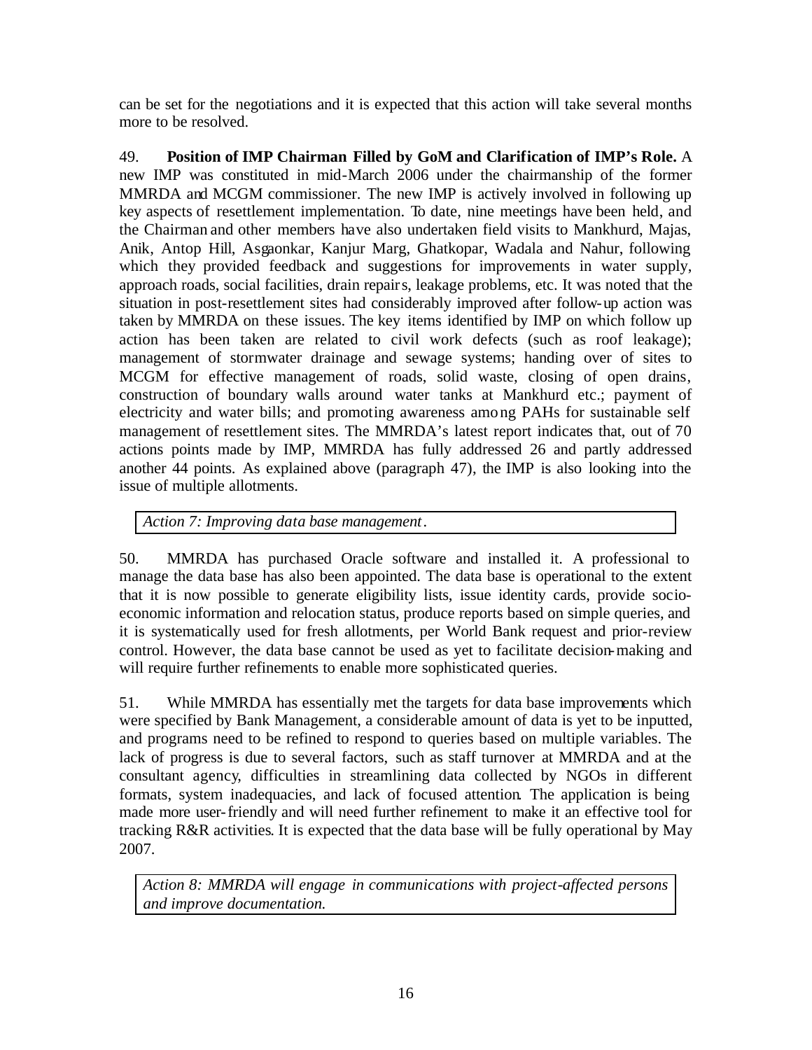can be set for the negotiations and it is expected that this action will take several months more to be resolved.

49. **Position of IMP Chairman Filled by GoM and Clarification of IMP's Role.** A new IMP was constituted in mid-March 2006 under the chairmanship of the former MMRDA and MCGM commissioner. The new IMP is actively involved in following up key aspects of resettlement implementation. To date, nine meetings have been held, and the Chairman and other members have also undertaken field visits to Mankhurd, Majas, Anik, Antop Hill, Asgaonkar, Kanjur Marg, Ghatkopar, Wadala and Nahur, following which they provided feedback and suggestions for improvements in water supply, approach roads, social facilities, drain repairs, leakage problems, etc. It was noted that the situation in post-resettlement sites had considerably improved after follow-up action was taken by MMRDA on these issues. The key items identified by IMP on which follow up action has been taken are related to civil work defects (such as roof leakage); management of stormwater drainage and sewage systems; handing over of sites to MCGM for effective management of roads, solid waste, closing of open drains, construction of boundary walls around water tanks at Mankhurd etc.; payment of electricity and water bills; and promoting awareness among PAHs for sustainable self management of resettlement sites. The MMRDA's latest report indicates that, out of 70 actions points made by IMP, MMRDA has fully addressed 26 and partly addressed another 44 points. As explained above (paragraph 47), the IMP is also looking into the issue of multiple allotments.

*Action 7: Improving data base management.*

50. MMRDA has purchased Oracle software and installed it. A professional to manage the data base has also been appointed. The data base is operational to the extent that it is now possible to generate eligibility lists, issue identity cards, provide socio-economic information and relocation status, produce reports based on simple queries, and it is systematically used for fresh allotments, per World Bank request and prior-review control. However, the data base cannot be used as yet to facilitate decision-making and will require further refinements to enable more sophisticated queries.

51. While MMRDA has essentially met the targets for data base improvements which were specified by Bank Management, a considerable amount of data is yet to be inputted, and programs need to be refined to respond to queries based on multiple variables. The lack of progress is due to several factors, such as staff turnover at MMRDA and at the consultant agency, difficulties in streamlining data collected by NGOs in different formats, system inadequacies, and lack of focused attention. The application is being made more user-friendly and will need further refinement to make it an effective tool for tracking R&R activities. It is expected that the data base will be fully operational by May 2007.

*Action 8: MMRDA will engage in communications with project-affected persons and improve documentation.*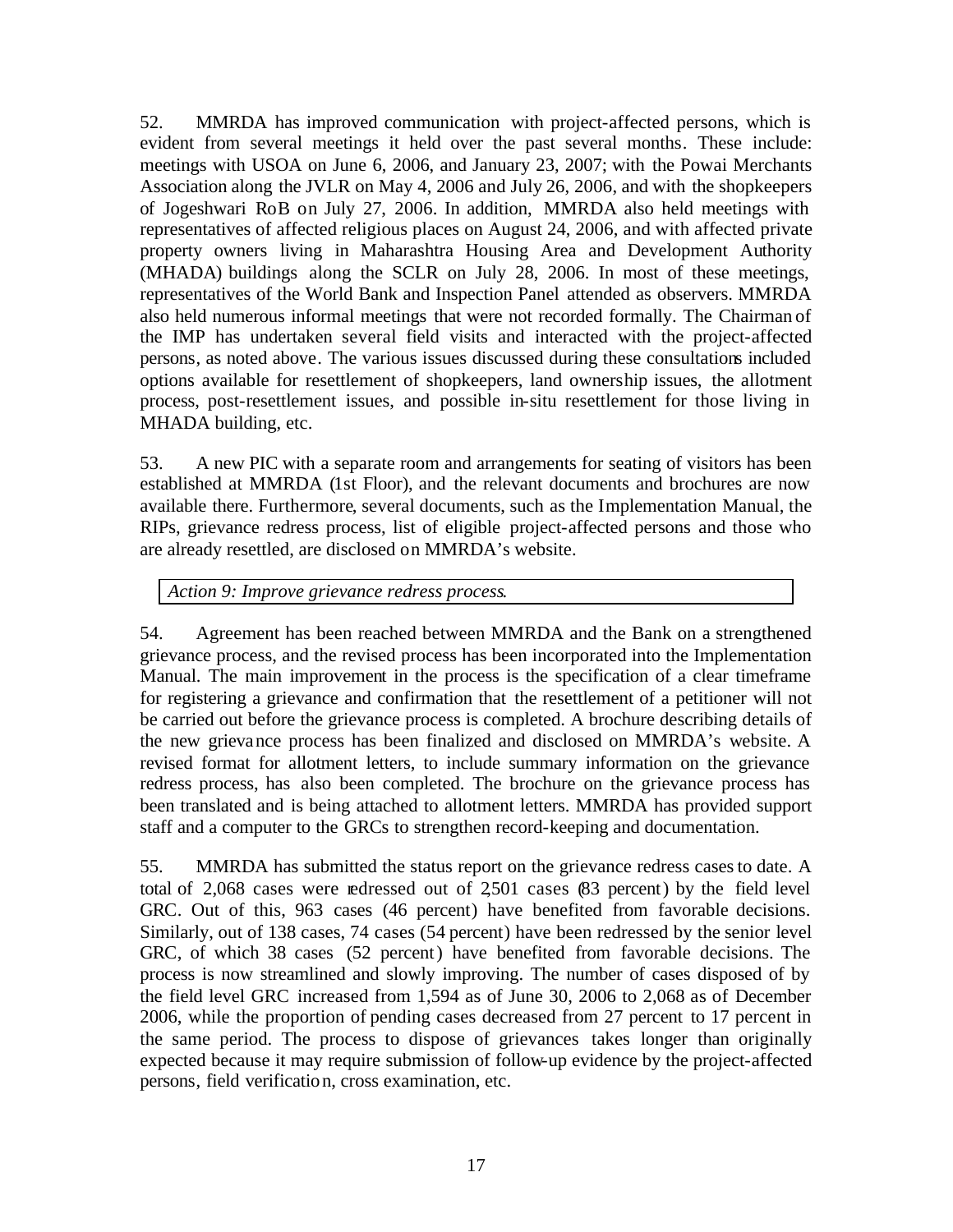52. MMRDA has improved communication with project-affected persons, which is evident from several meetings it held over the past several months. These include: meetings with USOA on June 6, 2006, and January 23, 2007; with the Powai Merchants Association along the JVLR on May 4, 2006 and July 26, 2006, and with the shopkeepers of Jogeshwari RoB on July 27, 2006. In addition, MMRDA also held meetings with representatives of affected religious places on August 24, 2006, and with affected private property owners living in Maharashtra Housing Area and Development Authority (MHADA) buildings along the SCLR on July 28, 2006. In most of these meetings, representatives of the World Bank and Inspection Panel attended as observers. MMRDA also held numerous informal meetings that were not recorded formally. The Chairman of the IMP has undertaken several field visits and interacted with the project-affected persons, as noted above. The various issues discussed during these consultations included options available for resettlement of shopkeepers, land ownership issues, the allotment process, post-resettlement issues, and possible in-situ resettlement for those living in MHADA building, etc.

53. A new PIC with a separate room and arrangements for seating of visitors has been established at MMRDA (1st Floor), and the relevant documents and brochures are now available there. Furthermore, several documents, such as the Implementation Manual, the RIPs, grievance redress process, list of eligible project-affected persons and those who are already resettled, are disclosed on MMRDA's website.

*Action 9: Improve grievance redress process.*

54. Agreement has been reached between MMRDA and the Bank on a strengthened grievance process, and the revised process has been incorporated into the Implementation Manual. The main improvement in the process is the specification of a clear timeframe for registering a grievance and confirmation that the resettlement of a petitioner will not be carried out before the grievance process is completed. A brochure describing details of the new grievance process has been finalized and disclosed on MMRDA's website. A revised format for allotment letters, to include summary information on the grievance redress process, has also been completed. The brochure on the grievance process has been translated and is being attached to allotment letters. MMRDA has provided support staff and a computer to the GRCs to strengthen record-keeping and documentation.

55. MMRDA has submitted the status report on the grievance redress cases to date. A total of 2,068 cases were redressed out of 2,501 cases (83 percent) by the field level GRC. Out of this, 963 cases (46 percent) have benefited from favorable decisions. Similarly, out of 138 cases, 74 cases (54 percent) have been redressed by the senior level GRC, of which 38 cases (52 percent) have benefited from favorable decisions. The process is now streamlined and slowly improving. The number of cases disposed of by the field level GRC increased from 1,594 as of June 30, 2006 to 2,068 as of December 2006, while the proportion of pending cases decreased from 27 percent to 17 percent in the same period. The process to dispose of grievances takes longer than originally expected because it may require submission of follow-up evidence by the project-affected persons, field verification, cross examination, etc.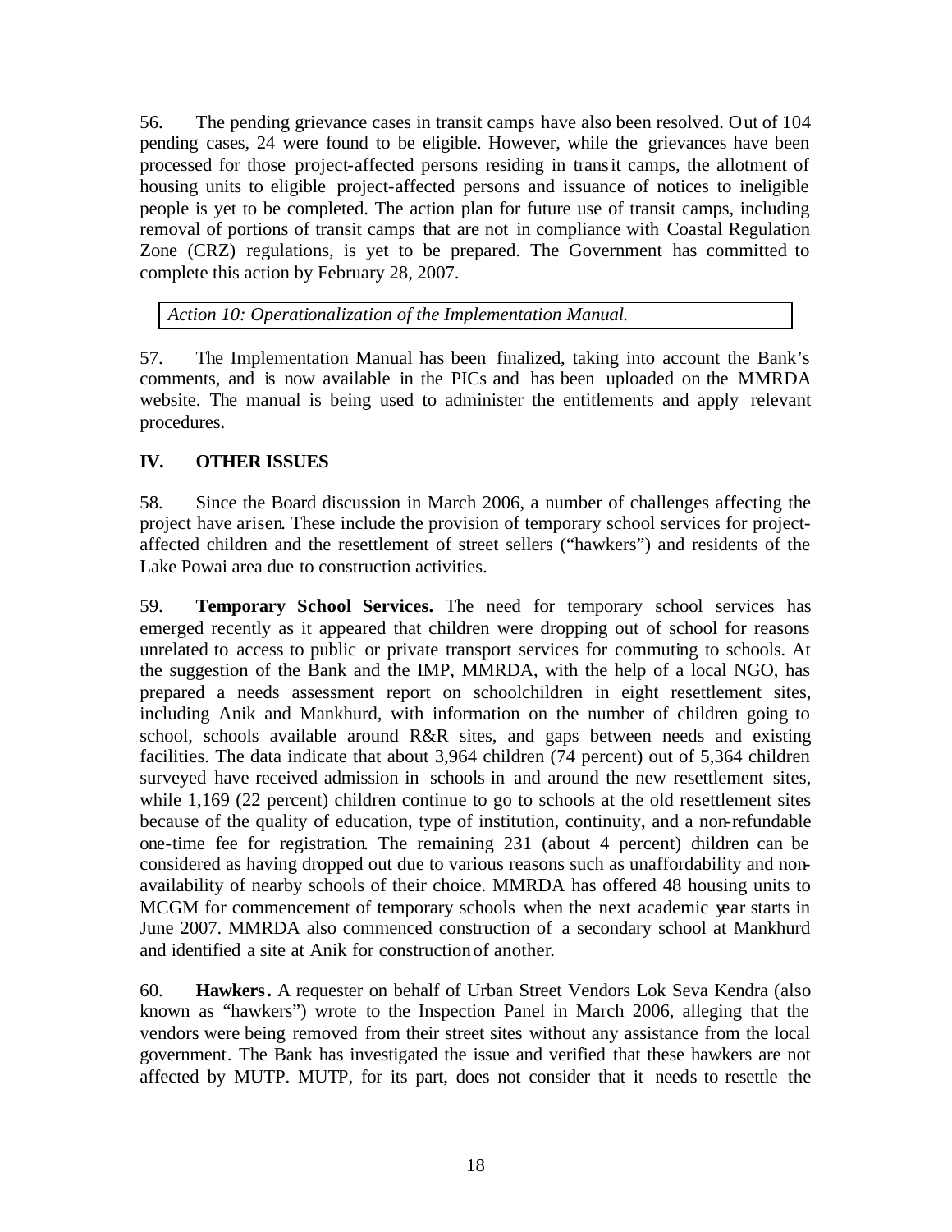56. The pending grievance cases in transit camps have also been resolved. Out of 104 pending cases, 24 were found to be eligible. However, while the grievances have been processed for those project-affected persons residing in transit camps, the allotment of housing units to eligible project-affected persons and issuance of notices to ineligible people is yet to be completed. The action plan for future use of transit camps, including removal of portions of transit camps that are not in compliance with Coastal Regulation Zone (CRZ) regulations, is yet to be prepared. The Government has committed to complete this action by February 28, 2007.

*Action 10: Operationalization of the Implementation Manual.*

57. The Implementation Manual has been finalized, taking into account the Bank's comments, and is now available in the PICs and has been uploaded on the MMRDA website. The manual is being used to administer the entitlements and apply relevant procedures.

## IV. OTHER ISSUES

58. Since the Board discussion in March 2006, a number of challenges affecting the project have arisen. These include the provision of temporary school services for project-affected children and the resettlement of street sellers ("hawkers") and residents of the Lake Powai area due to construction activities.

59. **Temporary School Services.** The need for temporary school services has emerged recently as it appeared that children were dropping out of school for reasons unrelated to access to public or private transport services for commuting to schools. At the suggestion of the Bank and the IMP, MMRDA, with the help of a local NGO, has prepared a needs assessment report on schoolchildren in eight resettlement sites, including Anik and Mankhurd, with information on the number of children going to school, schools available around R&R sites, and gaps between needs and existing facilities. The data indicate that about 3,964 children (74 percent) out of 5,364 children surveyed have received admission in schools in and around the new resettlement sites, while 1,169 (22 percent) children continue to go to schools at the old resettlement sites because of the quality of education, type of institution, continuity, and a non-refundable one-time fee for registration. The remaining 231 (about 4 percent) children can be considered as having dropped out due to various reasons such as unaffordability and non-availability of nearby schools of their choice. MMRDA has offered 48 housing units to MCGM for commencement of temporary schools when the next academic year starts in June 2007. MMRDA also commenced construction of a secondary school at Mankhurd and identified a site at Anik for construction of another.

60. **Hawkers.** A requester on behalf of Urban Street Vendors Lok Seva Kendra (also known as "hawkers") wrote to the Inspection Panel in March 2006, alleging that the vendors were being removed from their street sites without any assistance from the local government. The Bank has investigated the issue and verified that these hawkers are not affected by MUTP. MUTP, for its part, does not consider that it needs to resettle the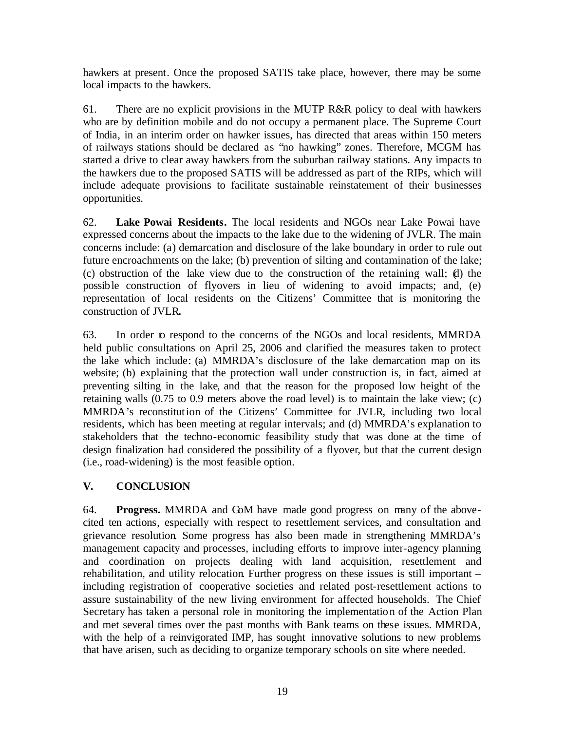hawkers at present. Once the proposed SATIS take place, however, there may be some local impacts to the hawkers.

61. There are no explicit provisions in the MUTP R&R policy to deal with hawkers who are by definition mobile and do not occupy a permanent place. The Supreme Court of India, in an interim order on hawker issues, has directed that areas within 150 meters of railways stations should be declared as "no hawking" zones. Therefore, MCGM has started a drive to clear away hawkers from the suburban railway stations. Any impacts to the hawkers due to the proposed SATIS will be addressed as part of the RIPs, which will include adequate provisions to facilitate sustainable reinstatement of their businesses opportunities.

62. **Lake Powai Residents.** The local residents and NGOs near Lake Powai have expressed concerns about the impacts to the lake due to the widening of JVLR. The main concerns include: (a) demarcation and disclosure of the lake boundary in order to rule out future encroachments on the lake; (b) prevention of silting and contamination of the lake; (c) obstruction of the lake view due to the construction of the retaining wall; (d) the possible construction of flyovers in lieu of widening to avoid impacts; and, (e) representation of local residents on the Citizens' Committee that is monitoring the construction of JVLR.

63. In order to respond to the concerns of the NGOs and local residents, MMRDA held public consultations on April 25, 2006 and clarified the measures taken to protect the lake which include: (a) MMRDA's disclosure of the lake demarcation map on its website; (b) explaining that the protection wall under construction is, in fact, aimed at preventing silting in the lake, and that the reason for the proposed low height of the retaining walls (0.75 to 0.9 meters above the road level) is to maintain the lake view; (c) MMRDA's reconstitution of the Citizens' Committee for JVLR, including two local residents, which has been meeting at regular intervals; and (d) MMRDA's explanation to stakeholders that the techno-economic feasibility study that was done at the time of design finalization had considered the possibility of a flyover, but that the current design (i.e., road-widening) is the most feasible option.

## V. CONCLUSION

64. **Progress.** MMRDA and GoM have made good progress on many of the above-cited ten actions, especially with respect to resettlement services, and consultation and grievance resolution. Some progress has also been made in strengthening MMRDA's management capacity and processes, including efforts to improve inter-agency planning and coordination on projects dealing with land acquisition, resettlement and rehabilitation, and utility relocation. Further progress on these issues is still important – including registration of cooperative societies and related post-resettlement actions to assure sustainability of the new living environment for affected households. The Chief Secretary has taken a personal role in monitoring the implementation of the Action Plan and met several times over the past months with Bank teams on these issues. MMRDA, with the help of a reinvigorated IMP, has sought innovative solutions to new problems that have arisen, such as deciding to organize temporary schools on site where needed.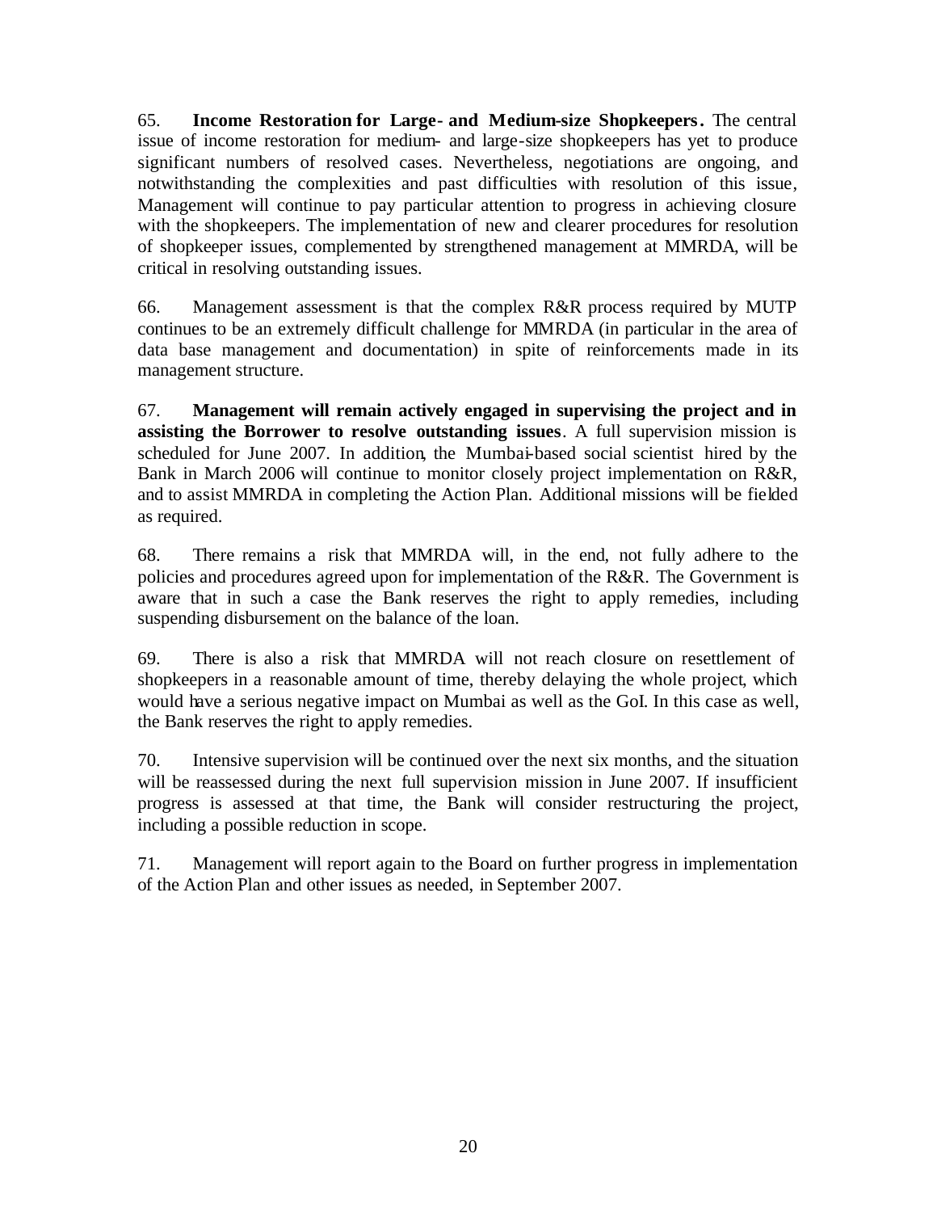65. **Income Restoration for Large- and Medium-size Shopkeepers.** The central issue of income restoration for medium- and large-size shopkeepers has yet to produce significant numbers of resolved cases. Nevertheless, negotiations are ongoing, and notwithstanding the complexities and past difficulties with resolution of this issue, Management will continue to pay particular attention to progress in achieving closure with the shopkeepers. The implementation of new and clearer procedures for resolution of shopkeeper issues, complemented by strengthened management at MMRDA, will be critical in resolving outstanding issues.

66. Management assessment is that the complex R&R process required by MUTP continues to be an extremely difficult challenge for MMRDA (in particular in the area of data base management and documentation) in spite of reinforcements made in its management structure.

67. **Management will remain actively engaged in supervising the project and in assisting the Borrower to resolve outstanding issues**. A full supervision mission is scheduled for June 2007. In addition, the Mumbai-based social scientist hired by the Bank in March 2006 will continue to monitor closely project implementation on R&R, and to assist MMRDA in completing the Action Plan. Additional missions will be fielded as required.

68. There remains a risk that MMRDA will, in the end, not fully adhere to the policies and procedures agreed upon for implementation of the R&R. The Government is aware that in such a case the Bank reserves the right to apply remedies, including suspending disbursement on the balance of the loan.

69. There is also a risk that MMRDA will not reach closure on resettlement of shopkeepers in a reasonable amount of time, thereby delaying the whole project, which would have a serious negative impact on Mumbai as well as the GoI. In this case as well, the Bank reserves the right to apply remedies.

70. Intensive supervision will be continued over the next six months, and the situation will be reassessed during the next full supervision mission in June 2007. If insufficient progress is assessed at that time, the Bank will consider restructuring the project, including a possible reduction in scope.

71. Management will report again to the Board on further progress in implementation of the Action Plan and other issues as needed, in September 2007.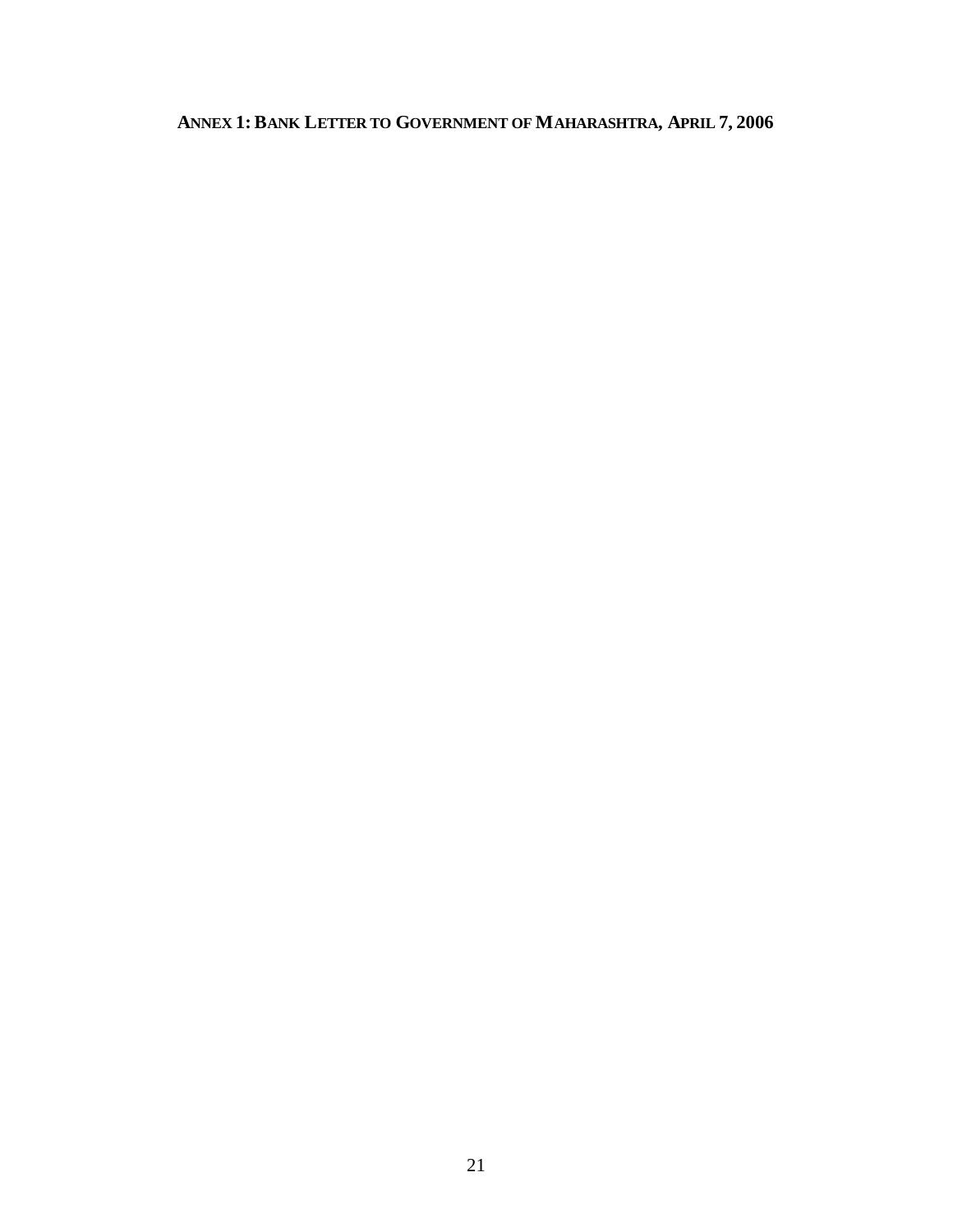## ANNEX 1: BANK LETTER TO GOVERNMENT OF MAHARASHTRA, APRIL 7, 2006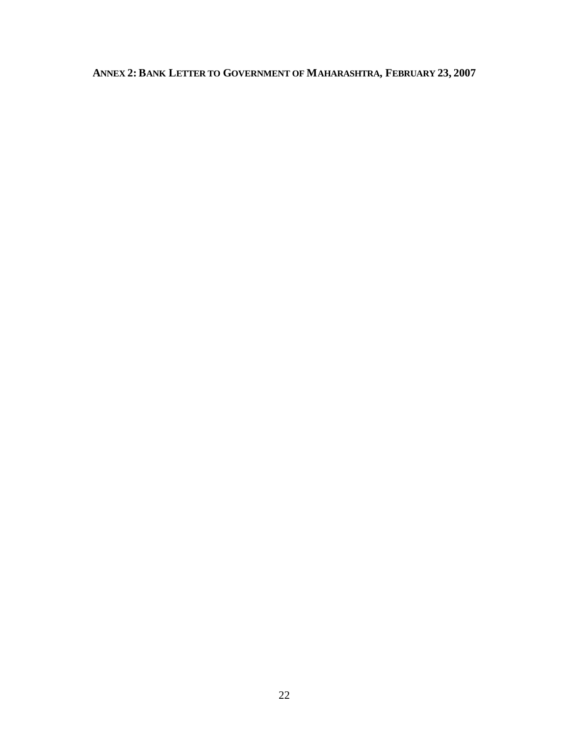## ANNEX 2: BANK LETTER TO GOVERNMENT OF MAHARASHTRA, FEBRUARY 23, 2007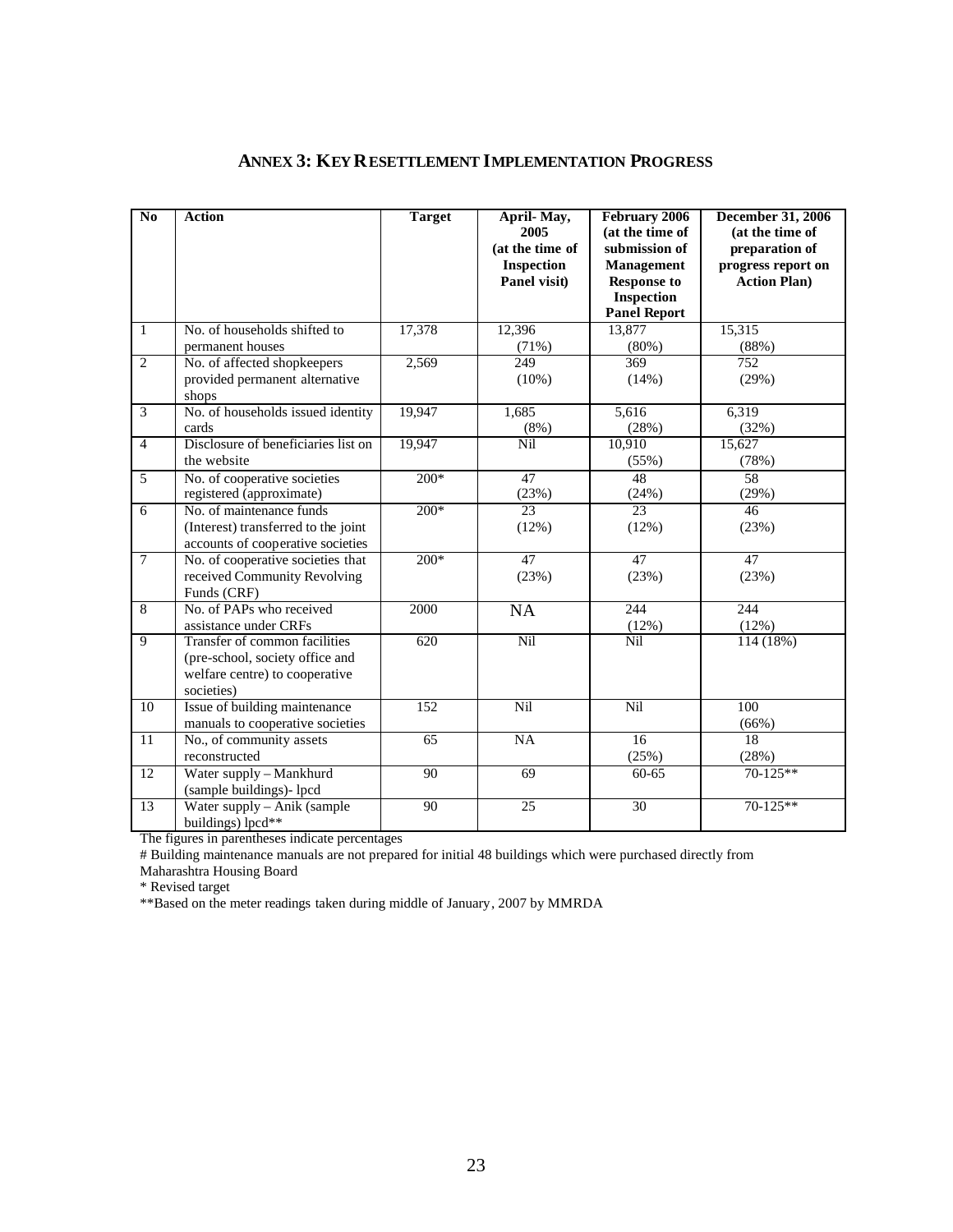## ANNEX 3: KEY RESETTLEMENT IMPLEMENTATION PROGRESS

| No | Action | Target | April- May, 2005 (at the time of Inspection Panel visit) | February 2006 (at the time of submission of Management Response to Inspection Panel Report | December 31, 2006 (at the time of preparation of progress report on Action Plan) |
|---|---|---|---|---|---|
| 1 | No. of households shifted to permanent houses | 17,378 | 12,396 (71%) | 13,877 (80%) | 15,315 (88%) |
| 2 | No. of affected shopkeepers provided permanent alternative shops | 2,569 | 249 (10%) | 369 (14%) | 752 (29%) |
| 3 | No. of households issued identity cards | 19,947 | 1,685 (8%) | 5,616 (28%) | 6,319 (32%) |
| 4 | Disclosure of beneficiaries list on the website | 19,947 | Nil | 10,910 (55%) | 15,627 (78%) |
| 5 | No. of cooperative societies registered (approximate) | 200* | 47 (23%) | 48 (24%) | 58 (29%) |
| 6 | No. of maintenance funds (Interest) transferred to the joint accounts of cooperative societies | 200* | 23 (12%) | 23 (12%) | 46 (23%) |
| 7 | No. of cooperative societies that received Community Revolving Funds (CRF) | 200* | 47 (23%) | 47 (23%) | 47 (23%) |
| 8 | No. of PAPs who received assistance under CRFs | 2000 | NA | 244 (12%) | 244 (12%) |
| 9 | Transfer of common facilities (pre-school, society office and welfare centre) to cooperative societies) | 620 | Nil | Nil | 114 (18%) |
| 10 | Issue of building maintenance manuals to cooperative societies | 152 | Nil | Nil | 100 (66%) |
| 11 | No., of community assets reconstructed | 65 | NA | 16 (25%) | 18 (28%) |
| 12 | Water supply – Mankhurd (sample buildings)- lpcd | 90 | 69 | 60-65 | 70-125** |
| 13 | Water supply – Anik (sample buildings) lpcd** | 90 | 25 | 30 | 70-125** |

The figures in parentheses indicate percentages

# Building maintenance manuals are not prepared for initial 48 buildings which were purchased directly from Maharashtra Housing Board

* Revised target

**Based on the meter readings taken during middle of January, 2007 by MMRDA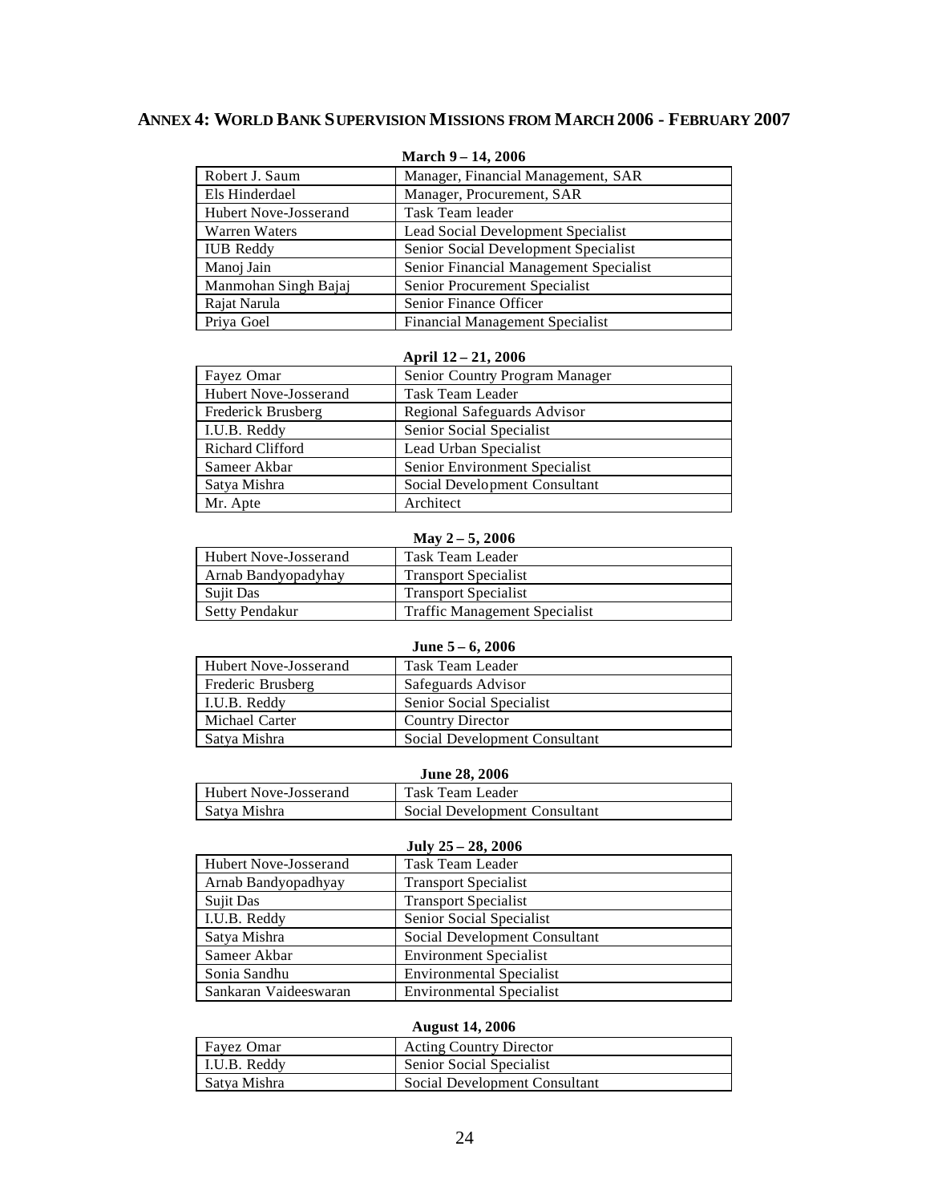## ANNEX 4: WORLD BANK SUPERVISION MISSIONS FROM MARCH 2006 - FEBRUARY 2007

**March 9 – 14, 2006**

| | |
|---|---|
| Robert J. Saum | Manager, Financial Management, SAR |
| Els Hinderdael | Manager, Procurement, SAR |
| Hubert Nove-Josserand | Task Team leader |
| Warren Waters | Lead Social Development Specialist |
| IUB Reddy | Senior Social Development Specialist |
| Manoj Jain | Senior Financial Management Specialist |
| Manmohan Singh Bajaj | Senior Procurement Specialist |
| Rajat Narula | Senior Finance Officer |
| Priya Goel | Financial Management Specialist |

**April 12 – 21, 2006**

| | |
|---|---|
| Fayez Omar | Senior Country Program Manager |
| Hubert Nove-Josserand | Task Team Leader |
| Frederick Brusberg | Regional Safeguards Advisor |
| I.U.B. Reddy | Senior Social Specialist |
| Richard Clifford | Lead Urban Specialist |
| Sameer Akbar | Senior Environment Specialist |
| Satya Mishra | Social Development Consultant |
| Mr. Apte | Architect |

**May 2 – 5, 2006**

| | |
|---|---|
| Hubert Nove-Josserand | Task Team Leader |
| Arnab Bandyopadyhay | Transport Specialist |
| Sujit Das | Transport Specialist |
| Setty Pendakur | Traffic Management Specialist |

**June 5 – 6, 2006**

| | |
|---|---|
| Hubert Nove-Josserand | Task Team Leader |
| Frederic Brusberg | Safeguards Advisor |
| I.U.B. Reddy | Senior Social Specialist |
| Michael Carter | Country Director |
| Satya Mishra | Social Development Consultant |

**June 28, 2006**

| | |
|---|---|
| Hubert Nove-Josserand | Task Team Leader |
| Satya Mishra | Social Development Consultant |

**July 25 – 28, 2006**

| | |
|---|---|
| Hubert Nove-Josserand | Task Team Leader |
| Arnab Bandyopadhyay | Transport Specialist |
| Sujit Das | Transport Specialist |
| I.U.B. Reddy | Senior Social Specialist |
| Satya Mishra | Social Development Consultant |
| Sameer Akbar | Environment Specialist |
| Sonia Sandhu | Environmental Specialist |
| Sankaran Vaideeswaran | Environmental Specialist |

**August 14, 2006**

| | |
|---|---|
| Fayez Omar | Acting Country Director |
| I.U.B. Reddy | Senior Social Specialist |
| Satya Mishra | Social Development Consultant |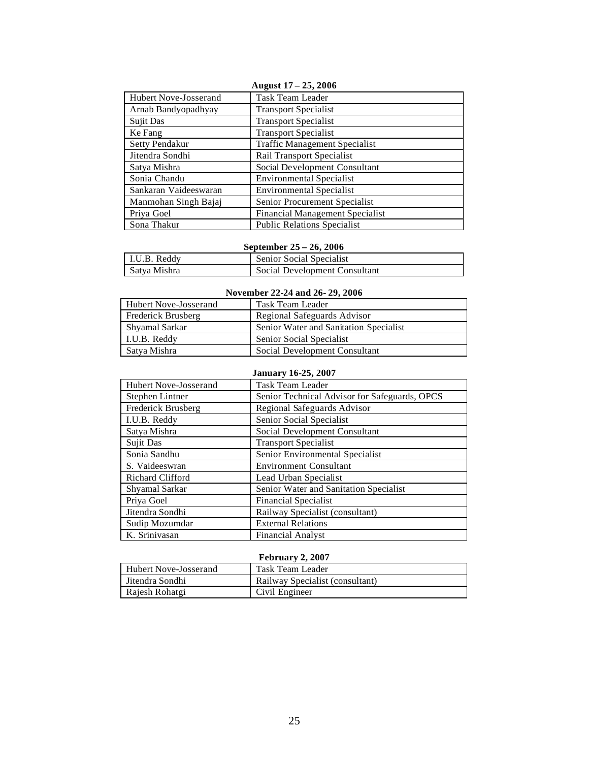**August 17 – 25, 2006**

| | |
|---|---|
| Hubert Nove-Josserand | Task Team Leader |
| Arnab Bandyopadhyay | Transport Specialist |
| Sujit Das | Transport Specialist |
| Ke Fang | Transport Specialist |
| Setty Pendakur | Traffic Management Specialist |
| Jitendra Sondhi | Rail Transport Specialist |
| Satya Mishra | Social Development Consultant |
| Sonia Chandu | Environmental Specialist |
| Sankaran Vaideeswaran | Environmental Specialist |
| Manmohan Singh Bajaj | Senior Procurement Specialist |
| Priya Goel | Financial Management Specialist |
| Sona Thakur | Public Relations Specialist |

**September 25 – 26, 2006**

| | |
|---|---|
| I.U.B. Reddy | Senior Social Specialist |
| Satya Mishra | Social Development Consultant |

**November 22-24 and 26- 29, 2006**

| | |
|---|---|
| Hubert Nove-Josserand | Task Team Leader |
| Frederick Brusberg | Regional Safeguards Advisor |
| Shyamal Sarkar | Senior Water and Sanitation Specialist |
| I.U.B. Reddy | Senior Social Specialist |
| Satya Mishra | Social Development Consultant |

**January 16-25, 2007**

| | |
|---|---|
| Hubert Nove-Josserand | Task Team Leader |
| Stephen Lintner | Senior Technical Advisor for Safeguards, OPCS |
| Frederick Brusberg | Regional Safeguards Advisor |
| I.U.B. Reddy | Senior Social Specialist |
| Satya Mishra | Social Development Consultant |
| Sujit Das | Transport Specialist |
| Sonia Sandhu | Senior Environmental Specialist |
| S. Vaideeswran | Environment Consultant |
| Richard Clifford | Lead Urban Specialist |
| Shyamal Sarkar | Senior Water and Sanitation Specialist |
| Priya Goel | Financial Specialist |
| Jitendra Sondhi | Railway Specialist (consultant) |
| Sudip Mozumdar | External Relations |
| K. Srinivasan | Financial Analyst |

**February 2, 2007**

| | |
|---|---|
| Hubert Nove-Josserand | Task Team Leader |
| Jitendra Sondhi | Railway Specialist (consultant) |
| Rajesh Rohatgi | Civil Engineer |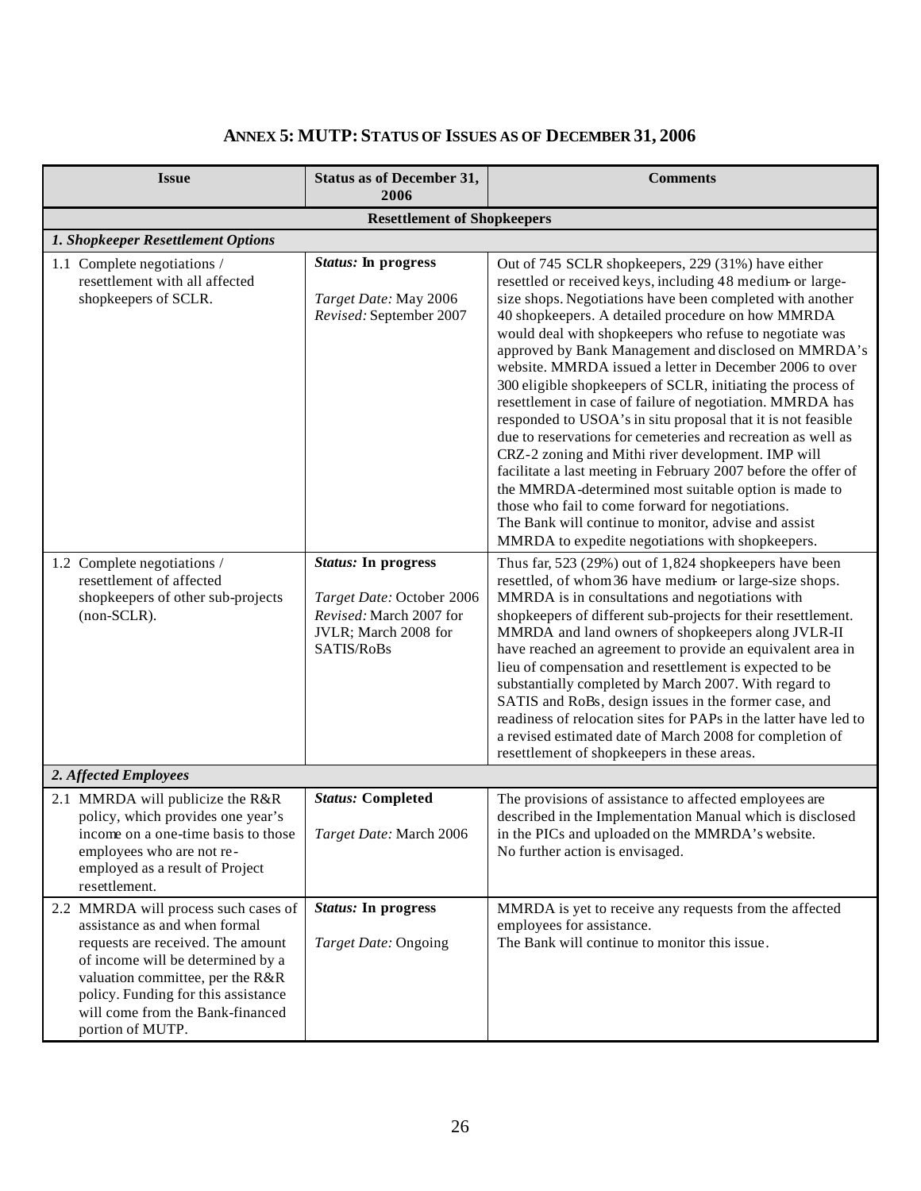# ANNEX 5: MUTP: STATUS OF ISSUES AS OF DECEMBER 31, 2006

| Issue | Status as of December 31, 2006 | Comments |
|---|---|---|
| **Resettlement of Shopkeepers** | | |
| ***1. Shopkeeper Resettlement Options*** | | |
| 1.1 Complete negotiations / resettlement with all affected shopkeepers of SCLR. | ***Status:* In progress**<br><br>*Target Date:* May 2006<br>*Revised:* September 2007 | Out of 745 SCLR shopkeepers, 229 (31%) have either resettled or received keys, including 48 medium- or large-size shops. Negotiations have been completed with another 40 shopkeepers. A detailed procedure on how MMRDA would deal with shopkeepers who refuse to negotiate was approved by Bank Management and disclosed on MMRDA's website. MMRDA issued a letter in December 2006 to over 300 eligible shopkeepers of SCLR, initiating the process of resettlement in case of failure of negotiation. MMRDA has responded to USOA's in situ proposal that it is not feasible due to reservations for cemeteries and recreation as well as CRZ-2 zoning and Mithi river development. IMP will facilitate a last meeting in February 2007 before the offer of the MMRDA-determined most suitable option is made to those who fail to come forward for negotiations.<br>The Bank will continue to monitor, advise and assist MMRDA to expedite negotiations with shopkeepers. |
| 1.2 Complete negotiations / resettlement of affected shopkeepers of other sub-projects (non-SCLR). | ***Status:* In progress**<br><br>*Target Date:* October 2006<br>*Revised:* March 2007 for JVLR; March 2008 for SATIS/RoBs | Thus far, 523 (29%) out of 1,824 shopkeepers have been resettled, of whom 36 have medium- or large-size shops. MMRDA is in consultations and negotiations with shopkeepers of different sub-projects for their resettlement. MMRDA and land owners of shopkeepers along JVLR-II have reached an agreement to provide an equivalent area in lieu of compensation and resettlement is expected to be substantially completed by March 2007. With regard to SATIS and RoBs, design issues in the former case, and readiness of relocation sites for PAPs in the latter have led to a revised estimated date of March 2008 for completion of resettlement of shopkeepers in these areas. |
| ***2. Affected Employees*** | | |
| 2.1 MMRDA will publicize the R&R policy, which provides one year's income on a one-time basis to those employees who are not re-employed as a result of Project resettlement. | ***Status:* Completed**<br><br>*Target Date:* March 2006 | The provisions of assistance to affected employees are described in the Implementation Manual which is disclosed in the PICs and uploaded on the MMRDA's website.<br>No further action is envisaged. |
| 2.2 MMRDA will process such cases of assistance as and when formal requests are received. The amount of income will be determined by a valuation committee, per the R&R policy. Funding for this assistance will come from the Bank-financed portion of MUTP. | ***Status:* In progress**<br><br>*Target Date:* Ongoing | MMRDA is yet to receive any requests from the affected employees for assistance.<br>The Bank will continue to monitor this issue. |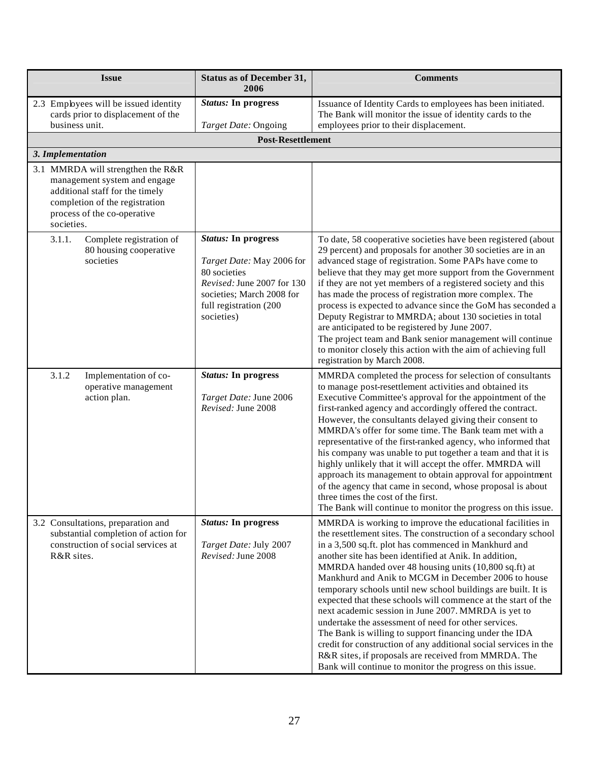| Issue | Status as of December 31, 2006 | Comments |
|---|---|---|
| 2.3 Employees will be issued identity cards prior to displacement of the business unit. | ***Status:* In progress**<br><br>*Target Date:* Ongoing | Issuance of Identity Cards to employees has been initiated. The Bank will monitor the issue of identity cards to the employees prior to their displacement. |
| **Post-Resettlement** | | |
| ***3. Implementation*** | | |
| 3.1 MMRDA will strengthen the R&R management system and engage additional staff for the timely completion of the registration process of the co-operative societies. | | |
| 3.1.1. Complete registration of 80 housing cooperative societies | ***Status:* In progress**<br><br>*Target Date:* May 2006 for 80 societies<br>*Revised:* June 2007 for 130 societies; March 2008 for full registration (200 societies) | To date, 58 cooperative societies have been registered (about 29 percent) and proposals for another 30 societies are in an advanced stage of registration. Some PAPs have come to believe that they may get more support from the Government if they are not yet members of a registered society and this has made the process of registration more complex. The process is expected to advance since the GoM has seconded a Deputy Registrar to MMRDA; about 130 societies in total are anticipated to be registered by June 2007.<br>The project team and Bank senior management will continue to monitor closely this action with the aim of achieving full registration by March 2008. |
| 3.1.2 Implementation of co-operative management action plan. | ***Status:* In progress**<br><br>*Target Date:* June 2006<br>*Revised:* June 2008 | MMRDA completed the process for selection of consultants to manage post-resettlement activities and obtained its Executive Committee's approval for the appointment of the first-ranked agency and accordingly offered the contract. However, the consultants delayed giving their consent to MMRDA's offer for some time. The Bank team met with a representative of the first-ranked agency, who informed that his company was unable to put together a team and that it is highly unlikely that it will accept the offer. MMRDA will approach its management to obtain approval for appointment of the agency that came in second, whose proposal is about three times the cost of the first.<br>The Bank will continue to monitor the progress on this issue. |
| 3.2 Consultations, preparation and substantial completion of action for construction of social services at R&R sites. | ***Status:* In progress**<br><br>*Target Date:* July 2007<br>*Revised:* June 2008 | MMRDA is working to improve the educational facilities in the resettlement sites. The construction of a secondary school in a 3,500 sq.ft. plot has commenced in Mankhurd and another site has been identified at Anik. In addition, MMRDA handed over 48 housing units (10,800 sq.ft) at Mankhurd and Anik to MCGM in December 2006 to house temporary schools until new school buildings are built. It is expected that these schools will commence at the start of the next academic session in June 2007. MMRDA is yet to undertake the assessment of need for other services.<br>The Bank is willing to support financing under the IDA credit for construction of any additional social services in the R&R sites, if proposals are received from MMRDA. The Bank will continue to monitor the progress on this issue. |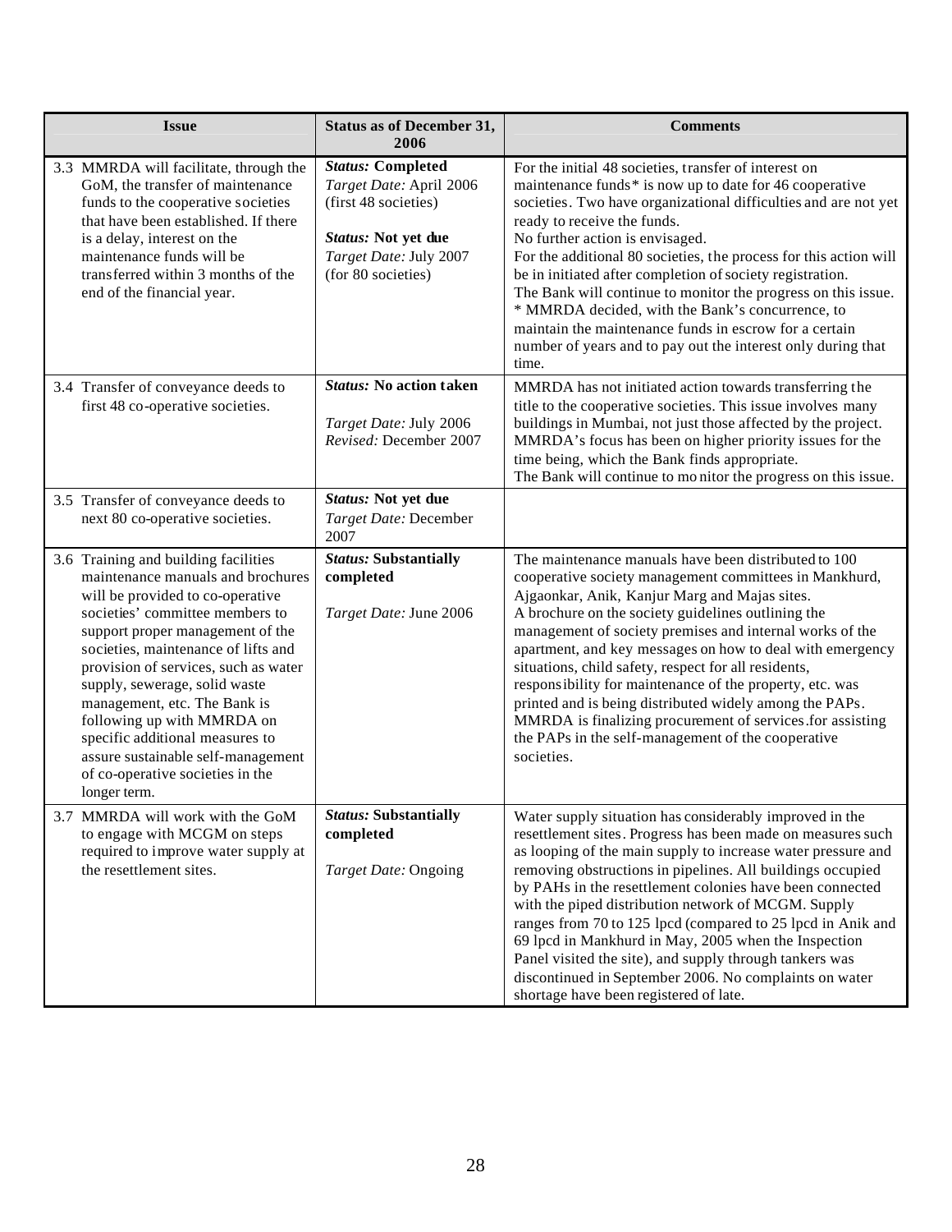| Issue | Status as of December 31, 2006 | Comments |
|---|---|---|
| 3.3 MMRDA will facilitate, through the GoM, the transfer of maintenance funds to the cooperative societies that have been established. If there is a delay, interest on the maintenance funds will be transferred within 3 months of the end of the financial year. | ***Status:* Completed**<br>*Target Date:* April 2006 (first 48 societies)<br><br>***Status:* Not yet due**<br>*Target Date:* July 2007 (for 80 societies) | For the initial 48 societies, transfer of interest on maintenance funds* is now up to date for 46 cooperative societies. Two have organizational difficulties and are not yet ready to receive the funds.<br>No further action is envisaged.<br>For the additional 80 societies, the process for this action will be in initiated after completion of society registration.<br>The Bank will continue to monitor the progress on this issue.<br>* MMRDA decided, with the Bank's concurrence, to maintain the maintenance funds in escrow for a certain number of years and to pay out the interest only during that time. |
| 3.4 Transfer of conveyance deeds to first 48 co-operative societies. | ***Status:* No action taken**<br><br>*Target Date:* July 2006<br>*Revised:* December 2007 | MMRDA has not initiated action towards transferring the title to the cooperative societies. This issue involves many buildings in Mumbai, not just those affected by the project. MMRDA's focus has been on higher priority issues for the time being, which the Bank finds appropriate.<br>The Bank will continue to monitor the progress on this issue. |
| 3.5 Transfer of conveyance deeds to next 80 co-operative societies. | ***Status:* Not yet due**<br>*Target Date:* December 2007 | |
| 3.6 Training and building facilities maintenance manuals and brochures will be provided to co-operative societies' committee members to support proper management of the societies, maintenance of lifts and provision of services, such as water supply, sewerage, solid waste management, etc. The Bank is following up with MMRDA on specific additional measures to assure sustainable self-management of co-operative societies in the longer term. | ***Status:* Substantially completed**<br><br>*Target Date:* June 2006 | The maintenance manuals have been distributed to 100 cooperative society management committees in Mankhurd, Ajgaonkar, Anik, Kanjur Marg and Majas sites.<br>A brochure on the society guidelines outlining the management of society premises and internal works of the apartment, and key messages on how to deal with emergency situations, child safety, respect for all residents, responsibility for maintenance of the property, etc. was printed and is being distributed widely among the PAPs.<br>MMRDA is finalizing procurement of services.for assisting the PAPs in the self-management of the cooperative societies. |
| 3.7 MMRDA will work with the GoM to engage with MCGM on steps required to improve water supply at the resettlement sites. | ***Status:* Substantially completed**<br><br>*Target Date:* Ongoing | Water supply situation has considerably improved in the resettlement sites. Progress has been made on measures such as looping of the main supply to increase water pressure and removing obstructions in pipelines. All buildings occupied by PAHs in the resettlement colonies have been connected with the piped distribution network of MCGM. Supply ranges from 70 to 125 lpcd (compared to 25 lpcd in Anik and 69 lpcd in Mankhurd in May, 2005 when the Inspection Panel visited the site), and supply through tankers was discontinued in September 2006. No complaints on water shortage have been registered of late. |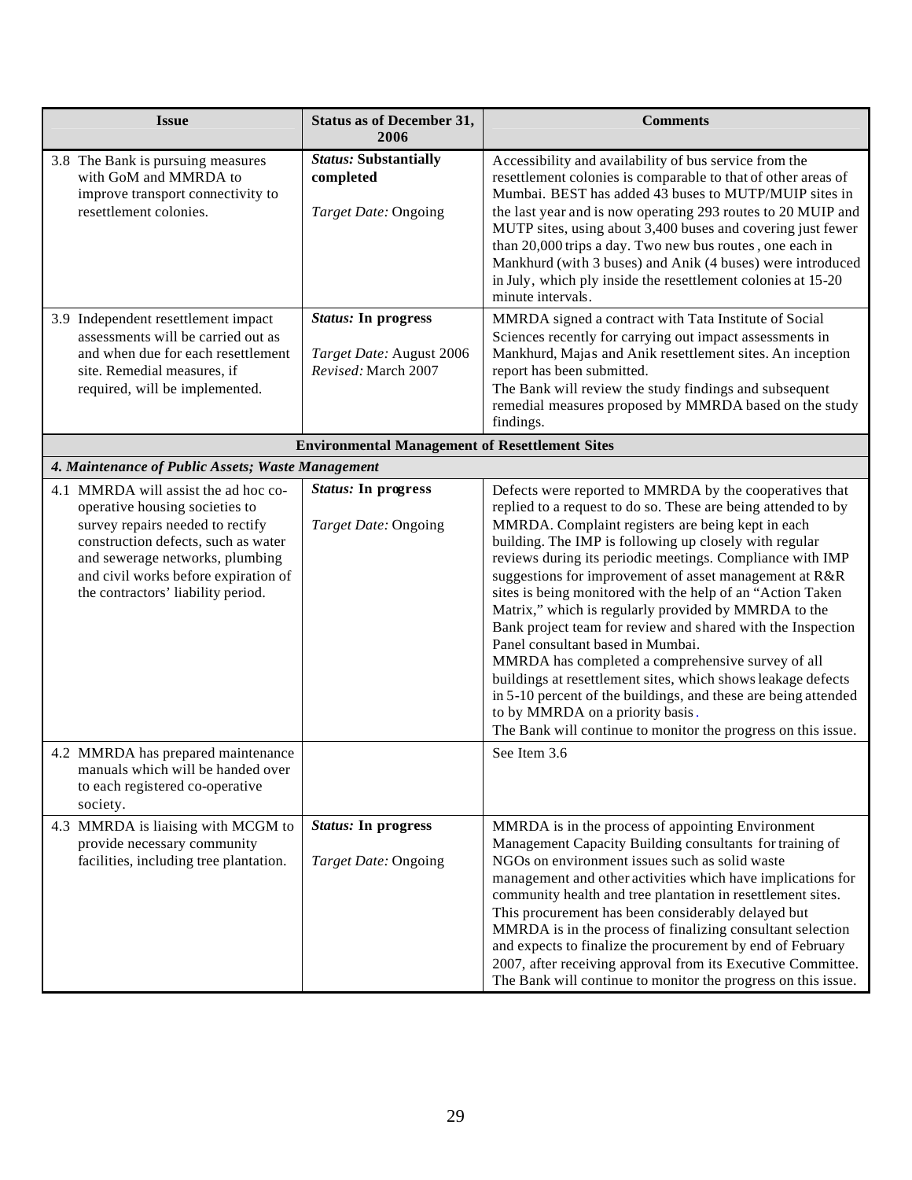| Issue | Status as of December 31, 2006 | Comments |
|---|---|---|
| 3.8 The Bank is pursuing measures with GoM and MMRDA to improve transport connectivity to resettlement colonies. | ***Status:* Substantially completed**<br><br>*Target Date:* Ongoing | Accessibility and availability of bus service from the resettlement colonies is comparable to that of other areas of Mumbai. BEST has added 43 buses to MUTP/MUIP sites in the last year and is now operating 293 routes to 20 MUIP and MUTP sites, using about 3,400 buses and covering just fewer than 20,000 trips a day. Two new bus routes, one each in Mankhurd (with 3 buses) and Anik (4 buses) were introduced in July, which ply inside the resettlement colonies at 15-20 minute intervals. |
| 3.9 Independent resettlement impact assessments will be carried out as and when due for each resettlement site. Remedial measures, if required, will be implemented. | ***Status:* In progress**<br><br>*Target Date:* August 2006<br>*Revised:* March 2007 | MMRDA signed a contract with Tata Institute of Social Sciences recently for carrying out impact assessments in Mankhurd, Majas and Anik resettlement sites. An inception report has been submitted.<br>The Bank will review the study findings and subsequent remedial measures proposed by MMRDA based on the study findings. |
| **Environmental Management of Resettlement Sites** | | |
| ***4. Maintenance of Public Assets; Waste Management*** | | |
| 4.1 MMRDA will assist the ad hoc co-operative housing societies to survey repairs needed to rectify construction defects, such as water and sewerage networks, plumbing and civil works before expiration of the contractors' liability period. | ***Status:* In progress**<br><br>*Target Date:* Ongoing | Defects were reported to MMRDA by the cooperatives that replied to a request to do so. These are being attended to by MMRDA. Complaint registers are being kept in each building. The IMP is following up closely with regular reviews during its periodic meetings. Compliance with IMP suggestions for improvement of asset management at R&R sites is being monitored with the help of an "Action Taken Matrix," which is regularly provided by MMRDA to the Bank project team for review and shared with the Inspection Panel consultant based in Mumbai.<br>MMRDA has completed a comprehensive survey of all buildings at resettlement sites, which shows leakage defects in 5-10 percent of the buildings, and these are being attended to by MMRDA on a priority basis.<br>The Bank will continue to monitor the progress on this issue. |
| 4.2 MMRDA has prepared maintenance manuals which will be handed over to each registered co-operative society. | | See Item 3.6 |
| 4.3 MMRDA is liaising with MCGM to provide necessary community facilities, including tree plantation. | ***Status:* In progress**<br><br>*Target Date:* Ongoing | MMRDA is in the process of appointing Environment Management Capacity Building consultants for training of NGOs on environment issues such as solid waste management and other activities which have implications for community health and tree plantation in resettlement sites. This procurement has been considerably delayed but MMRDA is in the process of finalizing consultant selection and expects to finalize the procurement by end of February 2007, after receiving approval from its Executive Committee.<br>The Bank will continue to monitor the progress on this issue. |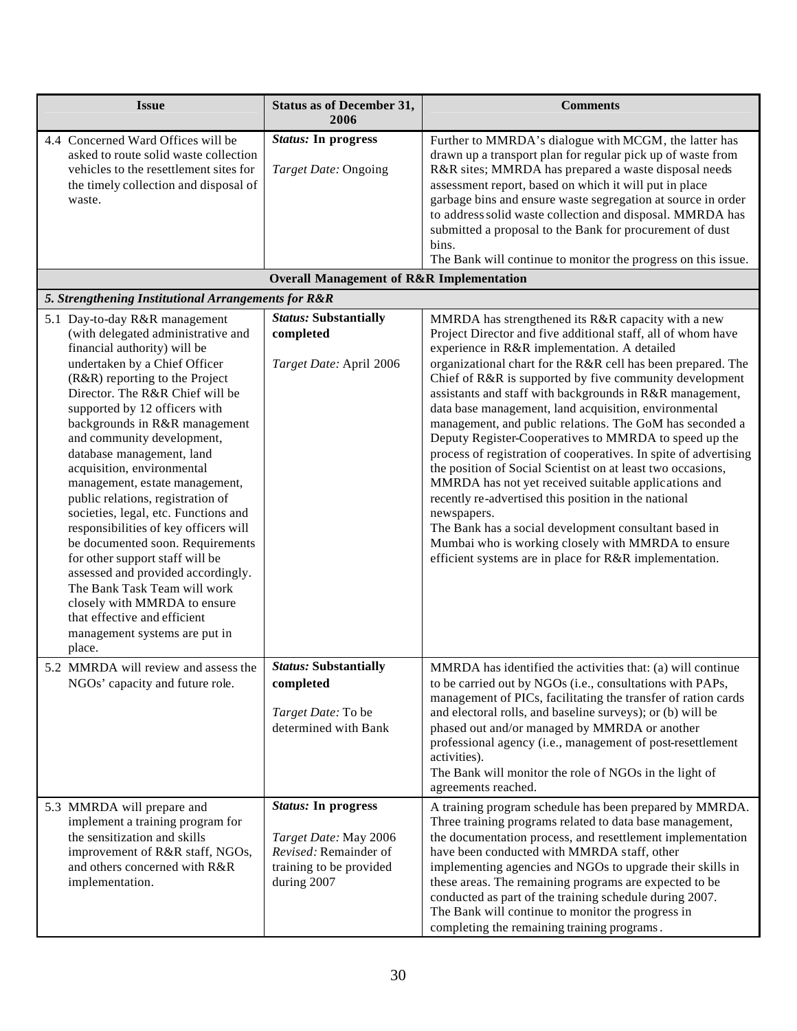| Issue | Status as of December 31, 2006 | Comments |
|---|---|---|
| 4.4 Concerned Ward Offices will be asked to route solid waste collection vehicles to the resettlement sites for the timely collection and disposal of waste. | ***Status:* In progress**<br><br>*Target Date:* Ongoing | Further to MMRDA's dialogue with MCGM, the latter has drawn up a transport plan for regular pick up of waste from R&R sites; MMRDA has prepared a waste disposal needs assessment report, based on which it will put in place garbage bins and ensure waste segregation at source in order to address solid waste collection and disposal. MMRDA has submitted a proposal to the Bank for procurement of dust bins.<br>The Bank will continue to monitor the progress on this issue. |
| | **Overall Management of R&R Implementation** | |
| ***5. Strengthening Institutional Arrangements for R&R*** | | |
| 5.1 Day-to-day R&R management (with delegated administrative and financial authority) will be undertaken by a Chief Officer (R&R) reporting to the Project Director. The R&R Chief will be supported by 12 officers with backgrounds in R&R management and community development, database management, land acquisition, environmental management, estate management, public relations, registration of societies, legal, etc. Functions and responsibilities of key officers will be documented soon. Requirements for other support staff will be assessed and provided accordingly. The Bank Task Team will work closely with MMRDA to ensure that effective and efficient management systems are put in place. | ***Status:* Substantially completed**<br><br>*Target Date:* April 2006 | MMRDA has strengthened its R&R capacity with a new Project Director and five additional staff, all of whom have experience in R&R implementation. A detailed organizational chart for the R&R cell has been prepared. The Chief of R&R is supported by five community development assistants and staff with backgrounds in R&R management, data base management, land acquisition, environmental management, and public relations. The GoM has seconded a Deputy Register-Cooperatives to MMRDA to speed up the process of registration of cooperatives. In spite of advertising the position of Social Scientist on at least two occasions, MMRDA has not yet received suitable applications and recently re-advertised this position in the national newspapers.<br>The Bank has a social development consultant based in Mumbai who is working closely with MMRDA to ensure efficient systems are in place for R&R implementation. |
| 5.2 MMRDA will review and assess the NGOs' capacity and future role. | ***Status:* Substantially completed**<br><br>*Target Date:* To be determined with Bank | MMRDA has identified the activities that: (a) will continue to be carried out by NGOs (i.e., consultations with PAPs, management of PICs, facilitating the transfer of ration cards and electoral rolls, and baseline surveys); or (b) will be phased out and/or managed by MMRDA or another professional agency (i.e., management of post-resettlement activities).<br>The Bank will monitor the role of NGOs in the light of agreements reached. |
| 5.3 MMRDA will prepare and implement a training program for the sensitization and skills improvement of R&R staff, NGOs, and others concerned with R&R implementation. | ***Status:* In progress**<br><br>*Target Date:* May 2006<br>*Revised:* Remainder of training to be provided during 2007 | A training program schedule has been prepared by MMRDA. Three training programs related to data base management, the documentation process, and resettlement implementation have been conducted with MMRDA staff, other implementing agencies and NGOs to upgrade their skills in these areas. The remaining programs are expected to be conducted as part of the training schedule during 2007.<br>The Bank will continue to monitor the progress in completing the remaining training programs. |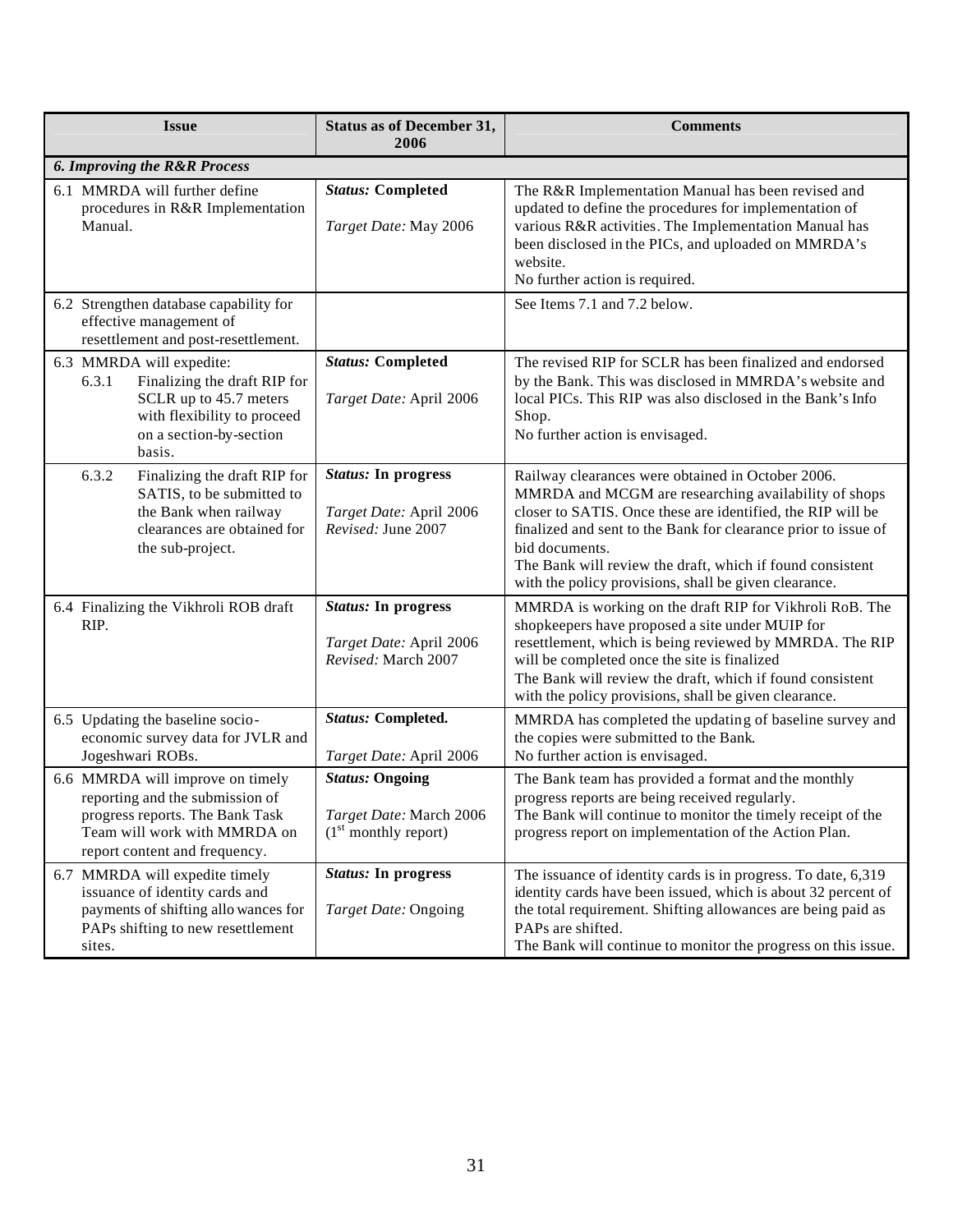| Issue | Status as of December 31, 2006 | Comments |
|---|---|---|
| ***6. Improving the R&R Process*** | | |
| 6.1 MMRDA will further define procedures in R&R Implementation Manual. | ***Status:* Completed**<br><br>*Target Date:* May 2006 | The R&R Implementation Manual has been revised and updated to define the procedures for implementation of various R&R activities. The Implementation Manual has been disclosed in the PICs, and uploaded on MMRDA's website.<br>No further action is required. |
| 6.2 Strengthen database capability for effective management of resettlement and post-resettlement. | | See Items 7.1 and 7.2 below. |
| 6.3 MMRDA will expedite:<br>6.3.1 Finalizing the draft RIP for SCLR up to 45.7 meters with flexibility to proceed on a section-by-section basis. | ***Status:* Completed**<br><br>*Target Date:* April 2006 | The revised RIP for SCLR has been finalized and endorsed by the Bank. This was disclosed in MMRDA's website and local PICs. This RIP was also disclosed in the Bank's Info Shop.<br>No further action is envisaged. |
| 6.3.2 Finalizing the draft RIP for SATIS, to be submitted to the Bank when railway clearances are obtained for the sub-project. | ***Status:* In progress**<br><br>*Target Date:* April 2006<br>*Revised:* June 2007 | Railway clearances were obtained in October 2006. MMRDA and MCGM are researching availability of shops closer to SATIS. Once these are identified, the RIP will be finalized and sent to the Bank for clearance prior to issue of bid documents.<br>The Bank will review the draft, which if found consistent with the policy provisions, shall be given clearance. |
| 6.4 Finalizing the Vikhroli ROB draft RIP. | ***Status:* In progress**<br><br>*Target Date:* April 2006<br>*Revised:* March 2007 | MMRDA is working on the draft RIP for Vikhroli RoB. The shopkeepers have proposed a site under MUIP for resettlement, which is being reviewed by MMRDA. The RIP will be completed once the site is finalized<br>The Bank will review the draft, which if found consistent with the policy provisions, shall be given clearance. |
| 6.5 Updating the baseline socio-economic survey data for JVLR and Jogeshwari ROBs. | ***Status:* Completed.**<br><br>*Target Date:* April 2006 | MMRDA has completed the updating of baseline survey and the copies were submitted to the Bank.<br>No further action is envisaged. |
| 6.6 MMRDA will improve on timely reporting and the submission of progress reports. The Bank Task Team will work with MMRDA on report content and frequency. | ***Status:* Ongoing**<br><br>*Target Date:* March 2006 (1st monthly report) | The Bank team has provided a format and the monthly progress reports are being received regularly.<br>The Bank will continue to monitor the timely receipt of the progress report on implementation of the Action Plan. |
| 6.7 MMRDA will expedite timely issuance of identity cards and payments of shifting allowances for PAPs shifting to new resettlement sites. | ***Status:* In progress**<br><br>*Target Date:* Ongoing | The issuance of identity cards is in progress. To date, 6,319 identity cards have been issued, which is about 32 percent of the total requirement. Shifting allowances are being paid as PAPs are shifted.<br>The Bank will continue to monitor the progress on this issue. |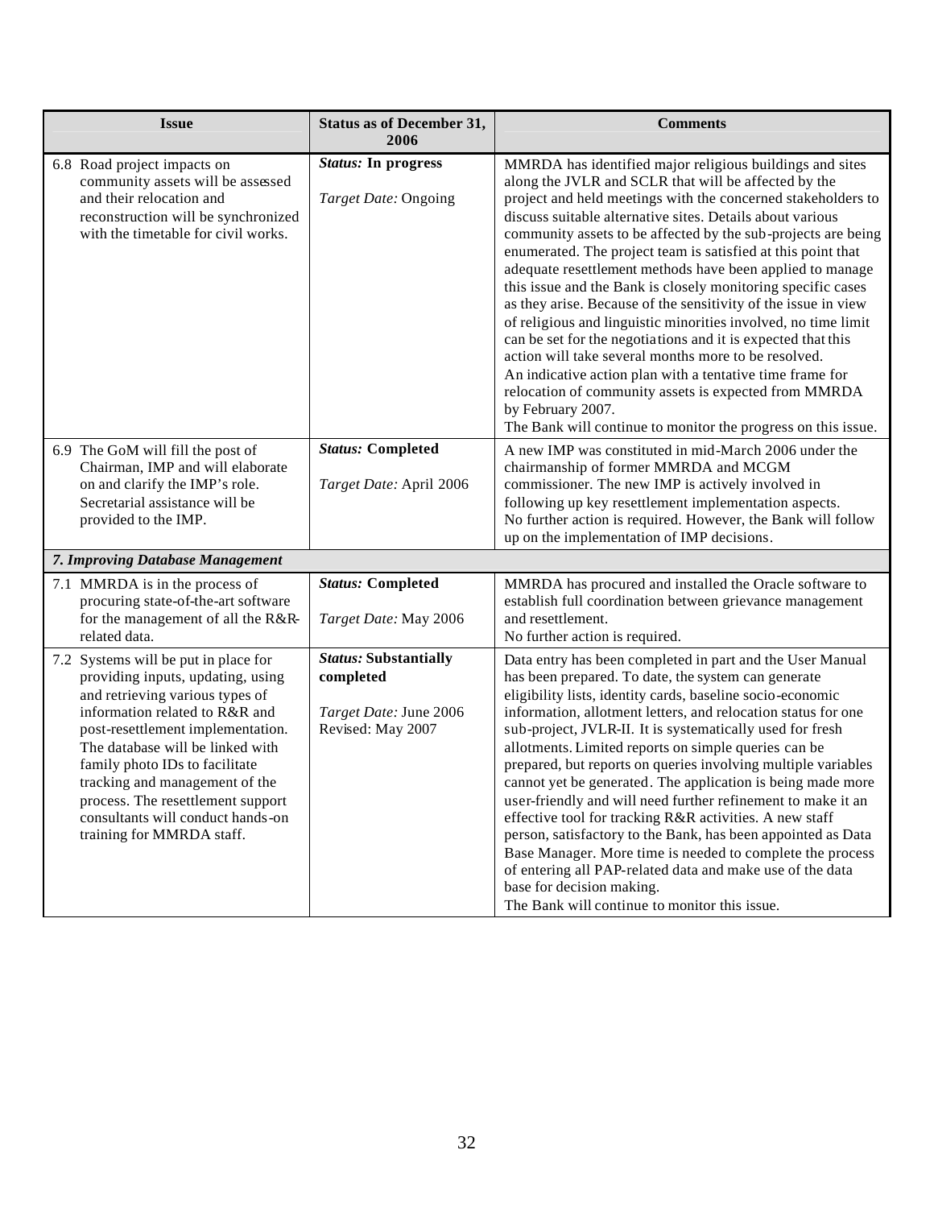| Issue | Status as of December 31, 2006 | Comments |
|---|---|---|
| 6.8 Road project impacts on community assets will be assessed and their relocation and reconstruction will be synchronized with the timetable for civil works. | ***Status:* In progress**<br><br>*Target Date:* Ongoing | MMRDA has identified major religious buildings and sites along the JVLR and SCLR that will be affected by the project and held meetings with the concerned stakeholders to discuss suitable alternative sites. Details about various community assets to be affected by the sub-projects are being enumerated. The project team is satisfied at this point that adequate resettlement methods have been applied to manage this issue and the Bank is closely monitoring specific cases as they arise. Because of the sensitivity of the issue in view of religious and linguistic minorities involved, no time limit can be set for the negotiations and it is expected that this action will take several months more to be resolved.<br>An indicative action plan with a tentative time frame for relocation of community assets is expected from MMRDA by February 2007.<br>The Bank will continue to monitor the progress on this issue. |
| 6.9 The GoM will fill the post of Chairman, IMP and will elaborate on and clarify the IMP's role. Secretarial assistance will be provided to the IMP. | ***Status:* Completed**<br><br>*Target Date:* April 2006 | A new IMP was constituted in mid-March 2006 under the chairmanship of former MMRDA and MCGM commissioner. The new IMP is actively involved in following up key resettlement implementation aspects.<br>No further action is required. However, the Bank will follow up on the implementation of IMP decisions. |
| ***7. Improving Database Management*** | | |
| 7.1 MMRDA is in the process of procuring state-of-the-art software for the management of all the R&R-related data. | ***Status:* Completed**<br><br>*Target Date:* May 2006 | MMRDA has procured and installed the Oracle software to establish full coordination between grievance management and resettlement.<br>No further action is required. |
| 7.2 Systems will be put in place for providing inputs, updating, using and retrieving various types of information related to R&R and post-resettlement implementation. The database will be linked with family photo IDs to facilitate tracking and management of the process. The resettlement support consultants will conduct hands-on training for MMRDA staff. | ***Status:* Substantially completed**<br><br>*Target Date:* June 2006<br>Revised: May 2007 | Data entry has been completed in part and the User Manual has been prepared. To date, the system can generate eligibility lists, identity cards, baseline socio-economic information, allotment letters, and relocation status for one sub-project, JVLR-II. It is systematically used for fresh allotments. Limited reports on simple queries can be prepared, but reports on queries involving multiple variables cannot yet be generated. The application is being made more user-friendly and will need further refinement to make it an effective tool for tracking R&R activities. A new staff person, satisfactory to the Bank, has been appointed as Data Base Manager. More time is needed to complete the process of entering all PAP-related data and make use of the data base for decision making.<br>The Bank will continue to monitor this issue. |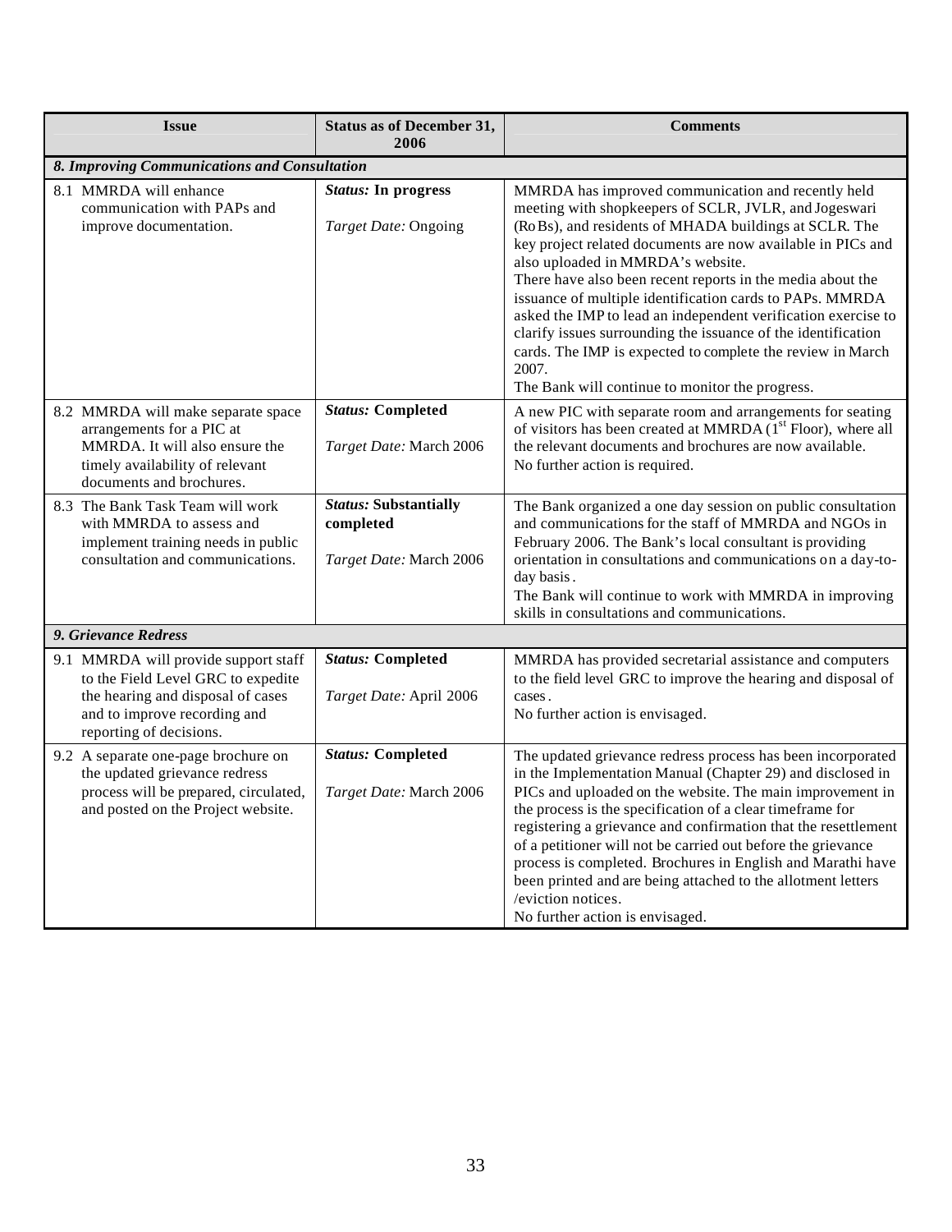| Issue | Status as of December 31, 2006 | Comments |
| --- | --- | --- |
| ***8. Improving Communications and Consultation*** | | |
| 8.1 MMRDA will enhance communication with PAPs and improve documentation. | ***Status:* In progress**<br><br>*Target Date:* Ongoing | MMRDA has improved communication and recently held meeting with shopkeepers of SCLR, JVLR, and Jogeswari (RoBs), and residents of MHADA buildings at SCLR. The key project related documents are now available in PICs and also uploaded in MMRDA's website.<br>There have also been recent reports in the media about the issuance of multiple identification cards to PAPs. MMRDA asked the IMP to lead an independent verification exercise to clarify issues surrounding the issuance of the identification cards. The IMP is expected to complete the review in March 2007.<br>The Bank will continue to monitor the progress. |
| 8.2 MMRDA will make separate space arrangements for a PIC at MMRDA. It will also ensure the timely availability of relevant documents and brochures. | ***Status:* Completed**<br><br>*Target Date:* March 2006 | A new PIC with separate room and arrangements for seating of visitors has been created at MMRDA (1st Floor), where all the relevant documents and brochures are now available.<br>No further action is required. |
| 8.3 The Bank Task Team will work with MMRDA to assess and implement training needs in public consultation and communications. | ***Status:* Substantially completed**<br><br>*Target Date:* March 2006 | The Bank organized a one day session on public consultation and communications for the staff of MMRDA and NGOs in February 2006. The Bank's local consultant is providing orientation in consultations and communications on a day-to-day basis.<br>The Bank will continue to work with MMRDA in improving skills in consultations and communications. |
| ***9. Grievance Redress*** | | |
| 9.1 MMRDA will provide support staff to the Field Level GRC to expedite the hearing and disposal of cases and to improve recording and reporting of decisions. | ***Status:* Completed**<br><br>*Target Date:* April 2006 | MMRDA has provided secretarial assistance and computers to the field level GRC to improve the hearing and disposal of cases.<br>No further action is envisaged. |
| 9.2 A separate one-page brochure on the updated grievance redress process will be prepared, circulated, and posted on the Project website. | ***Status:* Completed**<br><br>*Target Date:* March 2006 | The updated grievance redress process has been incorporated in the Implementation Manual (Chapter 29) and disclosed in PICs and uploaded on the website. The main improvement in the process is the specification of a clear timeframe for registering a grievance and confirmation that the resettlement of a petitioner will not be carried out before the grievance process is completed. Brochures in English and Marathi have been printed and are being attached to the allotment letters /eviction notices.<br>No further action is envisaged. |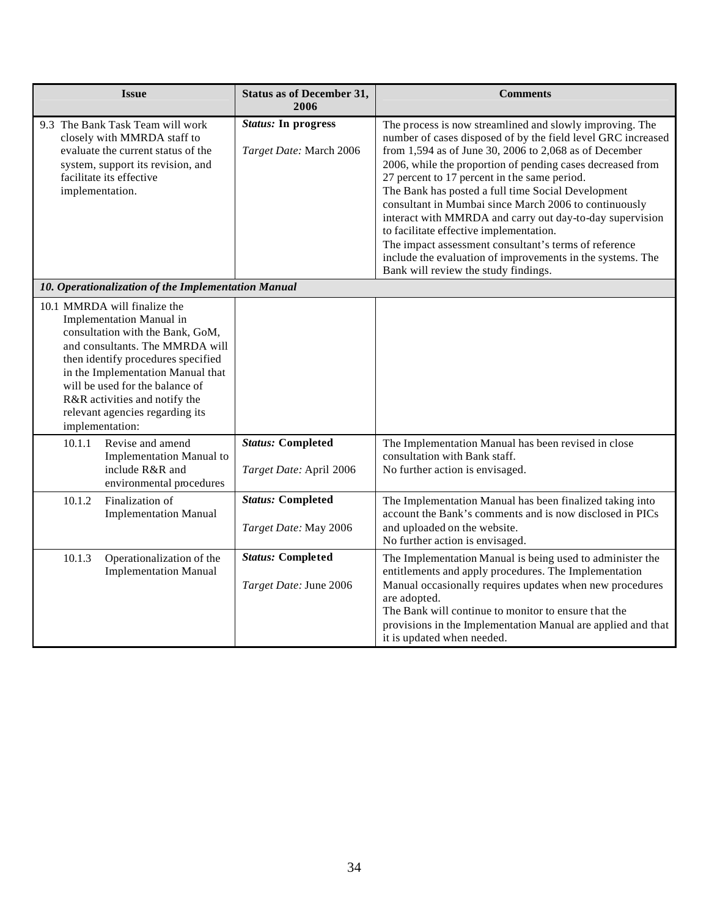| Issue | Status as of December 31, 2006 | Comments |
|---|---|---|
| 9.3 The Bank Task Team will work closely with MMRDA staff to evaluate the current status of the system, support its revision, and facilitate its effective implementation. | ***Status:* In progress**<br><br>*Target Date:* March 2006 | The process is now streamlined and slowly improving. The number of cases disposed of by the field level GRC increased from 1,594 as of June 30, 2006 to 2,068 as of December 2006, while the proportion of pending cases decreased from 27 percent to 17 percent in the same period.<br>The Bank has posted a full time Social Development consultant in Mumbai since March 2006 to continuously interact with MMRDA and carry out day-to-day supervision to facilitate effective implementation.<br>The impact assessment consultant's terms of reference include the evaluation of improvements in the systems. The Bank will review the study findings. |
| ***10. Operationalization of the Implementation Manual*** | | |
| 10.1 MMRDA will finalize the Implementation Manual in consultation with the Bank, GoM, and consultants. The MMRDA will then identify procedures specified in the Implementation Manual that will be used for the balance of R&R activities and notify the relevant agencies regarding its implementation: | | |
| 10.1.1 Revise and amend Implementation Manual to include R&R and environmental procedures | ***Status:* Completed**<br><br>*Target Date:* April 2006 | The Implementation Manual has been revised in close consultation with Bank staff.<br>No further action is envisaged. |
| 10.1.2 Finalization of Implementation Manual | ***Status:* Completed**<br><br>*Target Date:* May 2006 | The Implementation Manual has been finalized taking into account the Bank's comments and is now disclosed in PICs and uploaded on the website.<br>No further action is envisaged. |
| 10.1.3 Operationalization of the Implementation Manual | ***Status:* Completed**<br><br>*Target Date:* June 2006 | The Implementation Manual is being used to administer the entitlements and apply procedures. The Implementation Manual occasionally requires updates when new procedures are adopted.<br>The Bank will continue to monitor to ensure that the provisions in the Implementation Manual are applied and that it is updated when needed. |